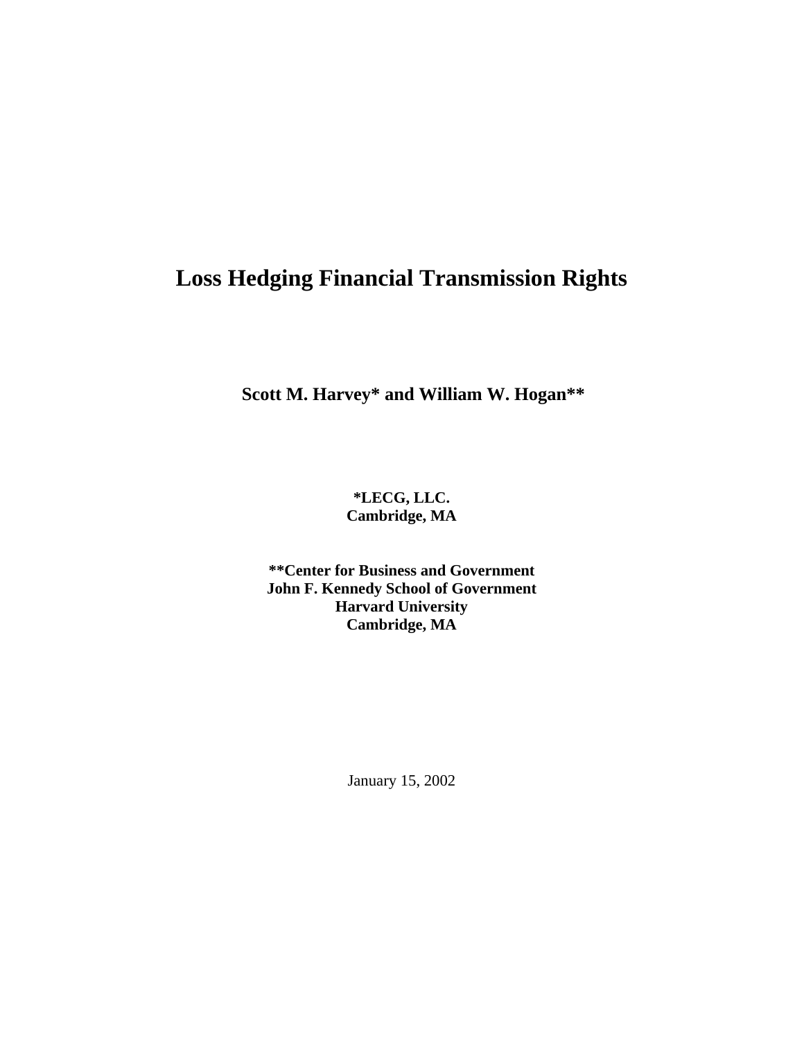# Loss Hedging Financial Transmission Rights

**Scott M. Harvey* and William W. Hogan****

**\*LECG, LLC.**
**Cambridge, MA**

**\*\*Center for Business and Government**
**John F. Kennedy School of Government**
**Harvard University**
**Cambridge, MA**

January 15, 2002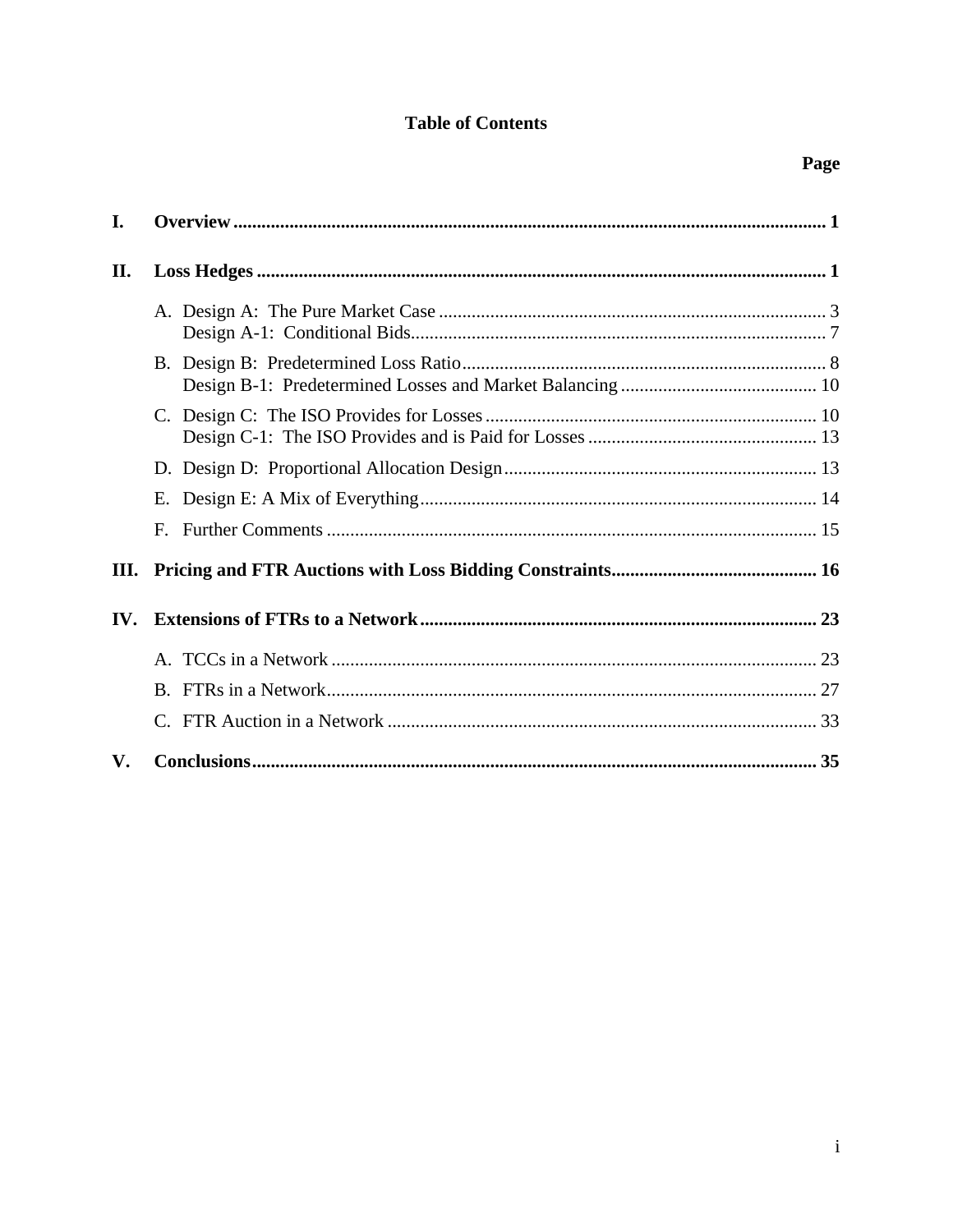# Table of Contents

| | | Page |
|---|---|---|
| **I.** | **Overview** | **1** |
| **II.** | **Loss Hedges** | **1** |
| | A. Design A: The Pure Market Case | 3 |
| | Design A-1: Conditional Bids | 7 |
| | B. Design B: Predetermined Loss Ratio | 8 |
| | Design B-1: Predetermined Losses and Market Balancing | 10 |
| | C. Design C: The ISO Provides for Losses | 10 |
| | Design C-1: The ISO Provides and is Paid for Losses | 13 |
| | D. Design D: Proportional Allocation Design | 13 |
| | E. Design E: A Mix of Everything | 14 |
| | F. Further Comments | 15 |
| **III.** | **Pricing and FTR Auctions with Loss Bidding Constraints** | **16** |
| **IV.** | **Extensions of FTRs to a Network** | **23** |
| | A. TCCs in a Network | 23 |
| | B. FTRs in a Network | 27 |
| | C. FTR Auction in a Network | 33 |
| **V.** | **Conclusions** | **35** |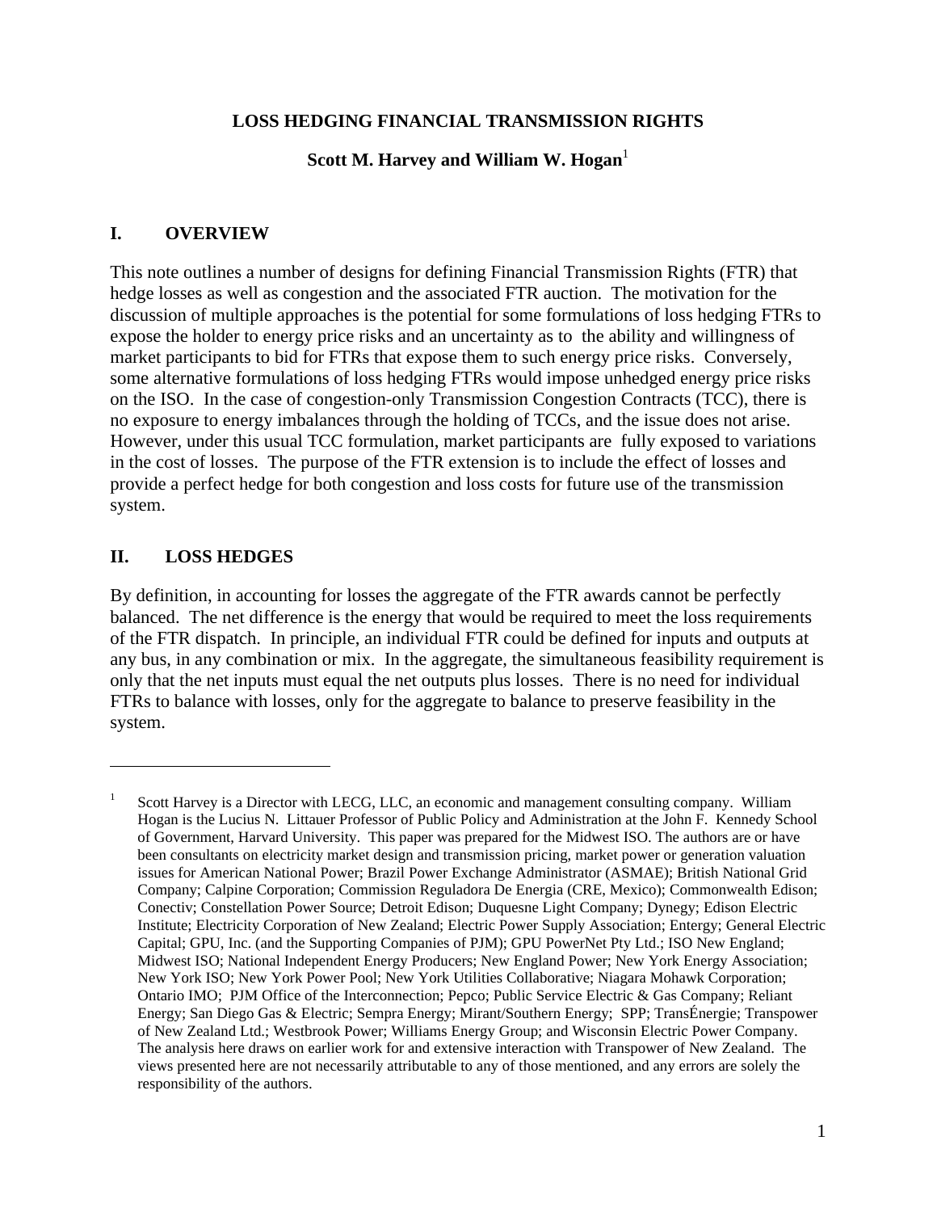# LOSS HEDGING FINANCIAL TRANSMISSION RIGHTS

**Scott M. Harvey and William W. Hogan**[1]

## I. OVERVIEW

This note outlines a number of designs for defining Financial Transmission Rights (FTR) that hedge losses as well as congestion and the associated FTR auction. The motivation for the discussion of multiple approaches is the potential for some formulations of loss hedging FTRs to expose the holder to energy price risks and an uncertainty as to the ability and willingness of market participants to bid for FTRs that expose them to such energy price risks. Conversely, some alternative formulations of loss hedging FTRs would impose unhedged energy price risks on the ISO. In the case of congestion-only Transmission Congestion Contracts (TCC), there is no exposure to energy imbalances through the holding of TCCs, and the issue does not arise. However, under this usual TCC formulation, market participants are fully exposed to variations in the cost of losses. The purpose of the FTR extension is to include the effect of losses and provide a perfect hedge for both congestion and loss costs for future use of the transmission system.

## II. LOSS HEDGES

By definition, in accounting for losses the aggregate of the FTR awards cannot be perfectly balanced. The net difference is the energy that would be required to meet the loss requirements of the FTR dispatch. In principle, an individual FTR could be defined for inputs and outputs at any bus, in any combination or mix. In the aggregate, the simultaneous feasibility requirement is only that the net inputs must equal the net outputs plus losses. There is no need for individual FTRs to balance with losses, only for the aggregate to balance to preserve feasibility in the system.

---

[1] Scott Harvey is a Director with LECG, LLC, an economic and management consulting company. William Hogan is the Lucius N. Littauer Professor of Public Policy and Administration at the John F. Kennedy School of Government, Harvard University. This paper was prepared for the Midwest ISO. The authors are or have been consultants on electricity market design and transmission pricing, market power or generation valuation issues for American National Power; Brazil Power Exchange Administrator (ASMAE); British National Grid Company; Calpine Corporation; Commission Reguladora De Energia (CRE, Mexico); Commonwealth Edison; Conectiv; Constellation Power Source; Detroit Edison; Duquesne Light Company; Dynegy; Edison Electric Institute; Electricity Corporation of New Zealand; Electric Power Supply Association; Entergy; General Electric Capital; GPU, Inc. (and the Supporting Companies of PJM); GPU PowerNet Pty Ltd.; ISO New England; Midwest ISO; National Independent Energy Producers; New England Power; New York Energy Association; New York ISO; New York Power Pool; New York Utilities Collaborative; Niagara Mohawk Corporation; Ontario IMO; PJM Office of the Interconnection; Pepco; Public Service Electric & Gas Company; Reliant Energy; San Diego Gas & Electric; Sempra Energy; Mirant/Southern Energy; SPP; TransÉnergie; Transpower of New Zealand Ltd.; Westbrook Power; Williams Energy Group; and Wisconsin Electric Power Company. The analysis here draws on earlier work for and extensive interaction with Transpower of New Zealand. The views presented here are not necessarily attributable to any of those mentioned, and any errors are solely the responsibility of the authors.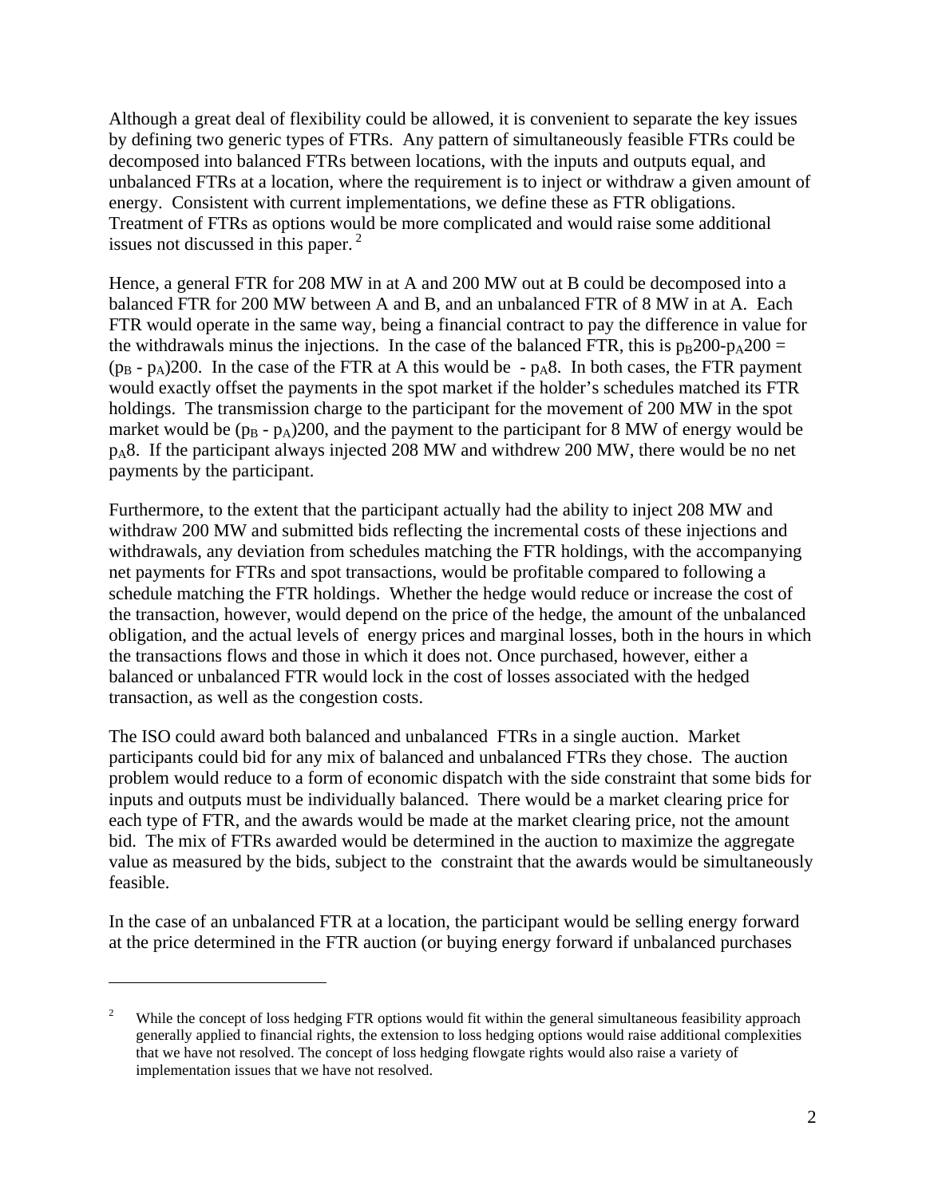Although a great deal of flexibility could be allowed, it is convenient to separate the key issues by defining two generic types of FTRs. Any pattern of simultaneously feasible FTRs could be decomposed into balanced FTRs between locations, with the inputs and outputs equal, and unbalanced FTRs at a location, where the requirement is to inject or withdraw a given amount of energy. Consistent with current implementations, we define these as FTR obligations. Treatment of FTRs as options would be more complicated and would raise some additional issues not discussed in this paper.[2]

Hence, a general FTR for 208 MW in at A and 200 MW out at B could be decomposed into a balanced FTR for 200 MW between A and B, and an unbalanced FTR of 8 MW in at A. Each FTR would operate in the same way, being a financial contract to pay the difference in value for the withdrawals minus the injections. In the case of the balanced FTR, this is $p_B200 - p_A200 = (p_B - p_A)200$. In the case of the FTR at A this would be $-p_A8$. In both cases, the FTR payment would exactly offset the payments in the spot market if the holder's schedules matched its FTR holdings. The transmission charge to the participant for the movement of 200 MW in the spot market would be $(p_B - p_A)200$, and the payment to the participant for 8 MW of energy would be $p_A8$. If the participant always injected 208 MW and withdrew 200 MW, there would be no net payments by the participant.

Furthermore, to the extent that the participant actually had the ability to inject 208 MW and withdraw 200 MW and submitted bids reflecting the incremental costs of these injections and withdrawals, any deviation from schedules matching the FTR holdings, with the accompanying net payments for FTRs and spot transactions, would be profitable compared to following a schedule matching the FTR holdings. Whether the hedge would reduce or increase the cost of the transaction, however, would depend on the price of the hedge, the amount of the unbalanced obligation, and the actual levels of energy prices and marginal losses, both in the hours in which the transactions flows and those in which it does not. Once purchased, however, either a balanced or unbalanced FTR would lock in the cost of losses associated with the hedged transaction, as well as the congestion costs.

The ISO could award both balanced and unbalanced FTRs in a single auction. Market participants could bid for any mix of balanced and unbalanced FTRs they chose. The auction problem would reduce to a form of economic dispatch with the side constraint that some bids for inputs and outputs must be individually balanced. There would be a market clearing price for each type of FTR, and the awards would be made at the market clearing price, not the amount bid. The mix of FTRs awarded would be determined in the auction to maximize the aggregate value as measured by the bids, subject to the constraint that the awards would be simultaneously feasible.

In the case of an unbalanced FTR at a location, the participant would be selling energy forward at the price determined in the FTR auction (or buying energy forward if unbalanced purchases

[2] While the concept of loss hedging FTR options would fit within the general simultaneous feasibility approach generally applied to financial rights, the extension to loss hedging options would raise additional complexities that we have not resolved. The concept of loss hedging flowgate rights would also raise a variety of implementation issues that we have not resolved.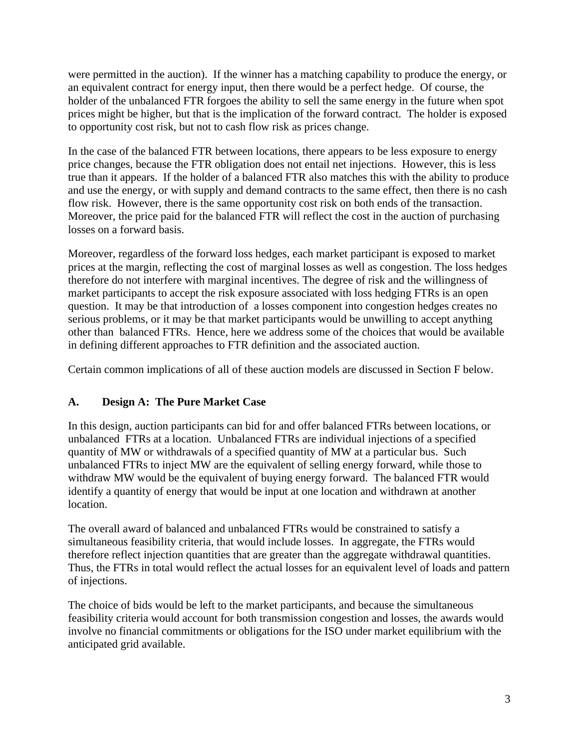were permitted in the auction). If the winner has a matching capability to produce the energy, or an equivalent contract for energy input, then there would be a perfect hedge. Of course, the holder of the unbalanced FTR forgoes the ability to sell the same energy in the future when spot prices might be higher, but that is the implication of the forward contract. The holder is exposed to opportunity cost risk, but not to cash flow risk as prices change.

In the case of the balanced FTR between locations, there appears to be less exposure to energy price changes, because the FTR obligation does not entail net injections. However, this is less true than it appears. If the holder of a balanced FTR also matches this with the ability to produce and use the energy, or with supply and demand contracts to the same effect, then there is no cash flow risk. However, there is the same opportunity cost risk on both ends of the transaction. Moreover, the price paid for the balanced FTR will reflect the cost in the auction of purchasing losses on a forward basis.

Moreover, regardless of the forward loss hedges, each market participant is exposed to market prices at the margin, reflecting the cost of marginal losses as well as congestion. The loss hedges therefore do not interfere with marginal incentives. The degree of risk and the willingness of market participants to accept the risk exposure associated with loss hedging FTRs is an open question. It may be that introduction of a losses component into congestion hedges creates no serious problems, or it may be that market participants would be unwilling to accept anything other than balanced FTRs. Hence, here we address some of the choices that would be available in defining different approaches to FTR definition and the associated auction.

Certain common implications of all of these auction models are discussed in Section F below.

## A. Design A: The Pure Market Case

In this design, auction participants can bid for and offer balanced FTRs between locations, or unbalanced FTRs at a location. Unbalanced FTRs are individual injections of a specified quantity of MW or withdrawals of a specified quantity of MW at a particular bus. Such unbalanced FTRs to inject MW are the equivalent of selling energy forward, while those to withdraw MW would be the equivalent of buying energy forward. The balanced FTR would identify a quantity of energy that would be input at one location and withdrawn at another location.

The overall award of balanced and unbalanced FTRs would be constrained to satisfy a simultaneous feasibility criteria, that would include losses. In aggregate, the FTRs would therefore reflect injection quantities that are greater than the aggregate withdrawal quantities. Thus, the FTRs in total would reflect the actual losses for an equivalent level of loads and pattern of injections.

The choice of bids would be left to the market participants, and because the simultaneous feasibility criteria would account for both transmission congestion and losses, the awards would involve no financial commitments or obligations for the ISO under market equilibrium with the anticipated grid available.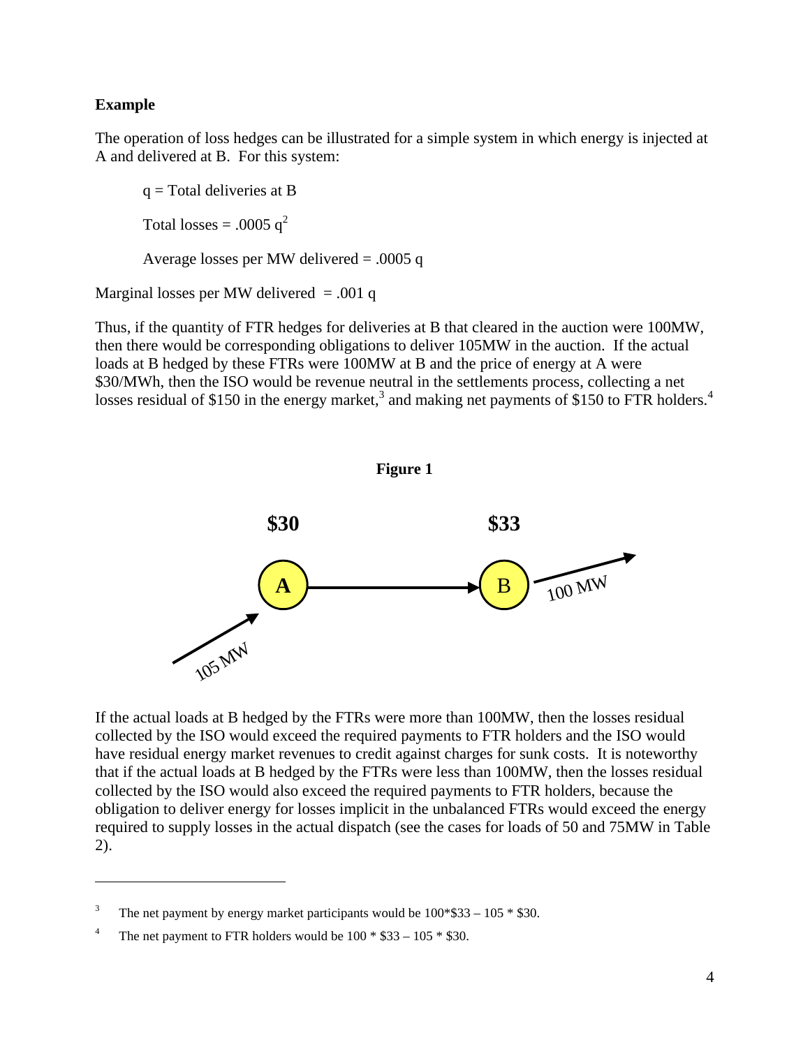**Example**

The operation of loss hedges can be illustrated for a simple system in which energy is injected at A and delivered at B. For this system:

> q = Total deliveries at B
>
> Total losses = $.0005\ q^2$
>
> Average losses per MW delivered = $.0005\ q$

Marginal losses per MW delivered = $.001\ q$

Thus, if the quantity of FTR hedges for deliveries at B that cleared in the auction were 100MW, then there would be corresponding obligations to deliver 105MW in the auction. If the actual loads at B hedged by these FTRs were 100MW at B and the price of energy at A were \$30/MWh, then the ISO would be revenue neutral in the settlements process, collecting a net losses residual of \$150 in the energy market,[3] and making net payments of \$150 to FTR holders.[4]

**Figure 1**

If the actual loads at B hedged by the FTRs were more than 100MW, then the losses residual collected by the ISO would exceed the required payments to FTR holders and the ISO would have residual energy market revenues to credit against charges for sunk costs. It is noteworthy that if the actual loads at B hedged by the FTRs were less than 100MW, then the losses residual collected by the ISO would also exceed the required payments to FTR holders, because the obligation to deliver energy for losses implicit in the unbalanced FTRs would exceed the energy required to supply losses in the actual dispatch (see the cases for loads of 50 and 75MW in Table 2).

---

[3] The net payment by energy market participants would be 100*\$33 – 105 * \$30.

[4] The net payment to FTR holders would be 100 * \$33 – 105 * \$30.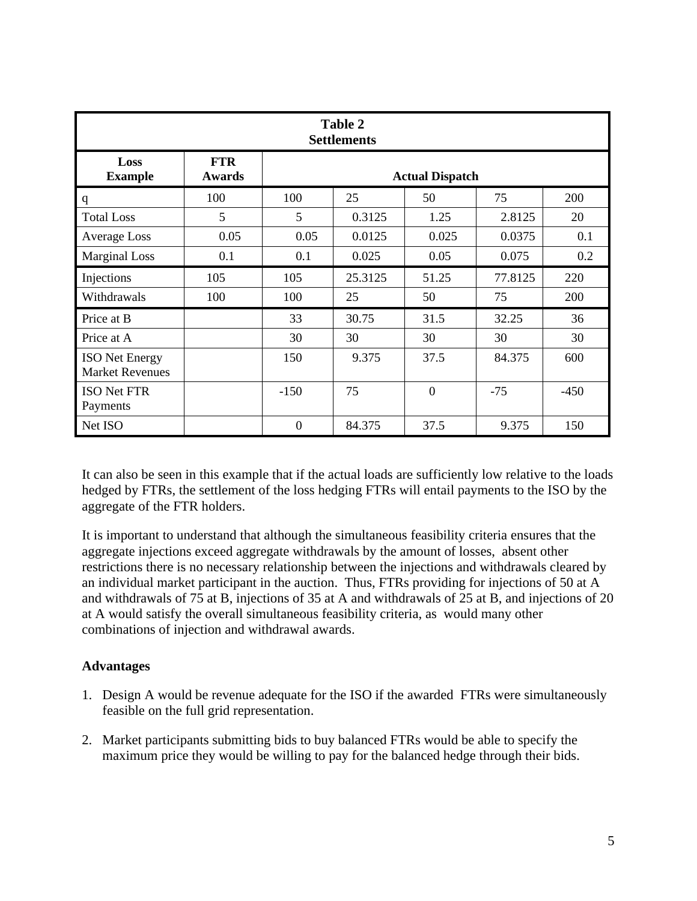| Table 2 Settlements | | | | | | |
|---|---|---|---|---|---|---|
| **Loss Example** | **FTR Awards** | **Actual Dispatch** | | | | |
| q | 100 | 100 | 25 | 50 | 75 | 200 |
| Total Loss | 5 | 5 | 0.3125 | 1.25 | 2.8125 | 20 |
| Average Loss | 0.05 | 0.05 | 0.0125 | 0.025 | 0.0375 | 0.1 |
| Marginal Loss | 0.1 | 0.1 | 0.025 | 0.05 | 0.075 | 0.2 |
| Injections | 105 | 105 | 25.3125 | 51.25 | 77.8125 | 220 |
| Withdrawals | 100 | 100 | 25 | 50 | 75 | 200 |
| Price at B | | 33 | 30.75 | 31.5 | 32.25 | 36 |
| Price at A | | 30 | 30 | 30 | 30 | 30 |
| ISO Net Energy Market Revenues | | 150 | 9.375 | 37.5 | 84.375 | 600 |
| ISO Net FTR Payments | | -150 | 75 | 0 | -75 | -450 |
| Net ISO | | 0 | 84.375 | 37.5 | 9.375 | 150 |

It can also be seen in this example that if the actual loads are sufficiently low relative to the loads hedged by FTRs, the settlement of the loss hedging FTRs will entail payments to the ISO by the aggregate of the FTR holders.

It is important to understand that although the simultaneous feasibility criteria ensures that the aggregate injections exceed aggregate withdrawals by the amount of losses, absent other restrictions there is no necessary relationship between the injections and withdrawals cleared by an individual market participant in the auction. Thus, FTRs providing for injections of 50 at A and withdrawals of 75 at B, injections of 35 at A and withdrawals of 25 at B, and injections of 20 at A would satisfy the overall simultaneous feasibility criteria, as would many other combinations of injection and withdrawal awards.

**Advantages**

1. Design A would be revenue adequate for the ISO if the awarded FTRs were simultaneously feasible on the full grid representation.

2. Market participants submitting bids to buy balanced FTRs would be able to specify the maximum price they would be willing to pay for the balanced hedge through their bids.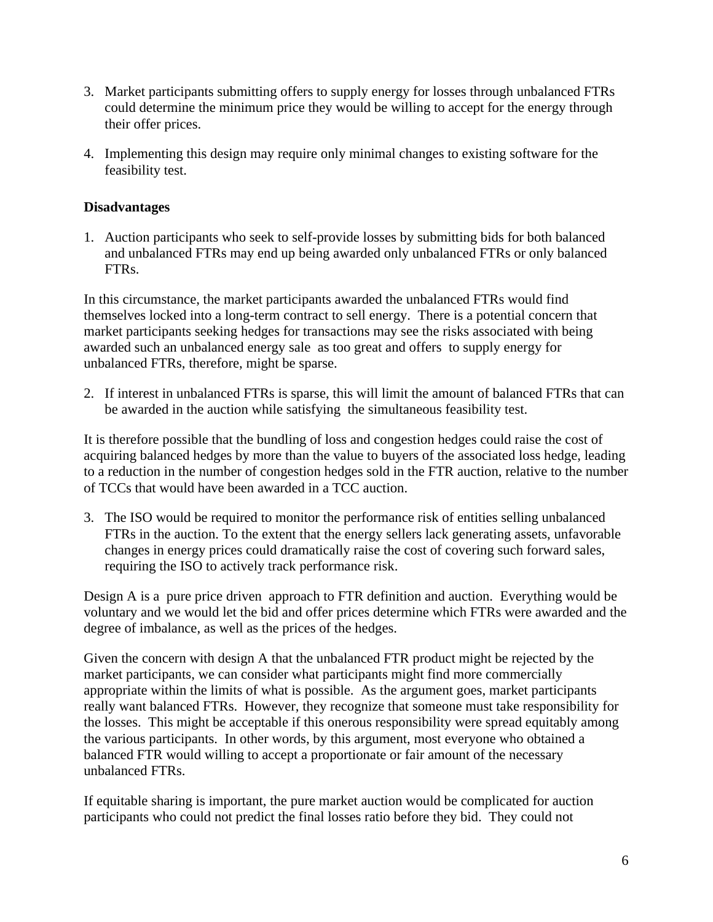3. Market participants submitting offers to supply energy for losses through unbalanced FTRs could determine the minimum price they would be willing to accept for the energy through their offer prices.

4. Implementing this design may require only minimal changes to existing software for the feasibility test.

**Disadvantages**

1. Auction participants who seek to self-provide losses by submitting bids for both balanced and unbalanced FTRs may end up being awarded only unbalanced FTRs or only balanced FTRs.

In this circumstance, the market participants awarded the unbalanced FTRs would find themselves locked into a long-term contract to sell energy. There is a potential concern that market participants seeking hedges for transactions may see the risks associated with being awarded such an unbalanced energy sale as too great and offers to supply energy for unbalanced FTRs, therefore, might be sparse.

2. If interest in unbalanced FTRs is sparse, this will limit the amount of balanced FTRs that can be awarded in the auction while satisfying the simultaneous feasibility test.

It is therefore possible that the bundling of loss and congestion hedges could raise the cost of acquiring balanced hedges by more than the value to buyers of the associated loss hedge, leading to a reduction in the number of congestion hedges sold in the FTR auction, relative to the number of TCCs that would have been awarded in a TCC auction.

3. The ISO would be required to monitor the performance risk of entities selling unbalanced FTRs in the auction. To the extent that the energy sellers lack generating assets, unfavorable changes in energy prices could dramatically raise the cost of covering such forward sales, requiring the ISO to actively track performance risk.

Design A is a pure price driven approach to FTR definition and auction. Everything would be voluntary and we would let the bid and offer prices determine which FTRs were awarded and the degree of imbalance, as well as the prices of the hedges.

Given the concern with design A that the unbalanced FTR product might be rejected by the market participants, we can consider what participants might find more commercially appropriate within the limits of what is possible. As the argument goes, market participants really want balanced FTRs. However, they recognize that someone must take responsibility for the losses. This might be acceptable if this onerous responsibility were spread equitably among the various participants. In other words, by this argument, most everyone who obtained a balanced FTR would willing to accept a proportionate or fair amount of the necessary unbalanced FTRs.

If equitable sharing is important, the pure market auction would be complicated for auction participants who could not predict the final losses ratio before they bid. They could not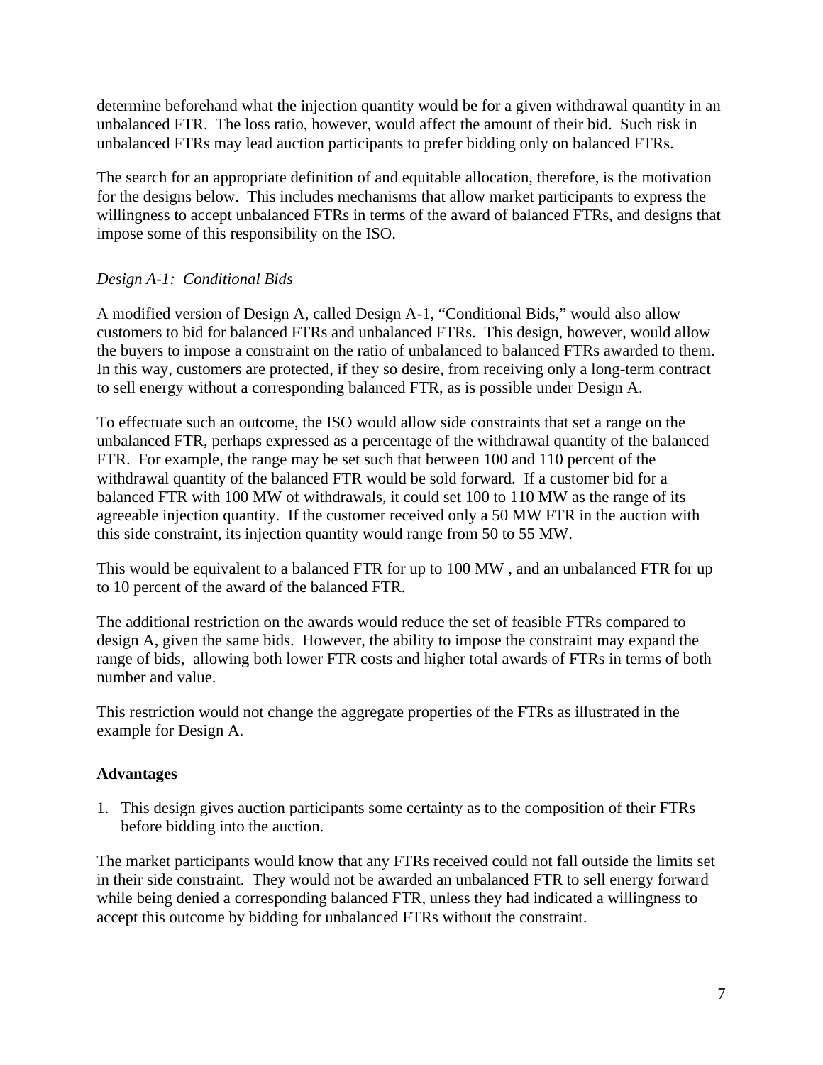determine beforehand what the injection quantity would be for a given withdrawal quantity in an unbalanced FTR. The loss ratio, however, would affect the amount of their bid. Such risk in unbalanced FTRs may lead auction participants to prefer bidding only on balanced FTRs.

The search for an appropriate definition of and equitable allocation, therefore, is the motivation for the designs below. This includes mechanisms that allow market participants to express the willingness to accept unbalanced FTRs in terms of the award of balanced FTRs, and designs that impose some of this responsibility on the ISO.

*Design A-1: Conditional Bids*

A modified version of Design A, called Design A-1, "Conditional Bids," would also allow customers to bid for balanced FTRs and unbalanced FTRs. This design, however, would allow the buyers to impose a constraint on the ratio of unbalanced to balanced FTRs awarded to them. In this way, customers are protected, if they so desire, from receiving only a long-term contract to sell energy without a corresponding balanced FTR, as is possible under Design A.

To effectuate such an outcome, the ISO would allow side constraints that set a range on the unbalanced FTR, perhaps expressed as a percentage of the withdrawal quantity of the balanced FTR. For example, the range may be set such that between 100 and 110 percent of the withdrawal quantity of the balanced FTR would be sold forward. If a customer bid for a balanced FTR with 100 MW of withdrawals, it could set 100 to 110 MW as the range of its agreeable injection quantity. If the customer received only a 50 MW FTR in the auction with this side constraint, its injection quantity would range from 50 to 55 MW.

This would be equivalent to a balanced FTR for up to 100 MW , and an unbalanced FTR for up to 10 percent of the award of the balanced FTR.

The additional restriction on the awards would reduce the set of feasible FTRs compared to design A, given the same bids. However, the ability to impose the constraint may expand the range of bids, allowing both lower FTR costs and higher total awards of FTRs in terms of both number and value.

This restriction would not change the aggregate properties of the FTRs as illustrated in the example for Design A.

**Advantages**

1. This design gives auction participants some certainty as to the composition of their FTRs before bidding into the auction.

The market participants would know that any FTRs received could not fall outside the limits set in their side constraint. They would not be awarded an unbalanced FTR to sell energy forward while being denied a corresponding balanced FTR, unless they had indicated a willingness to accept this outcome by bidding for unbalanced FTRs without the constraint.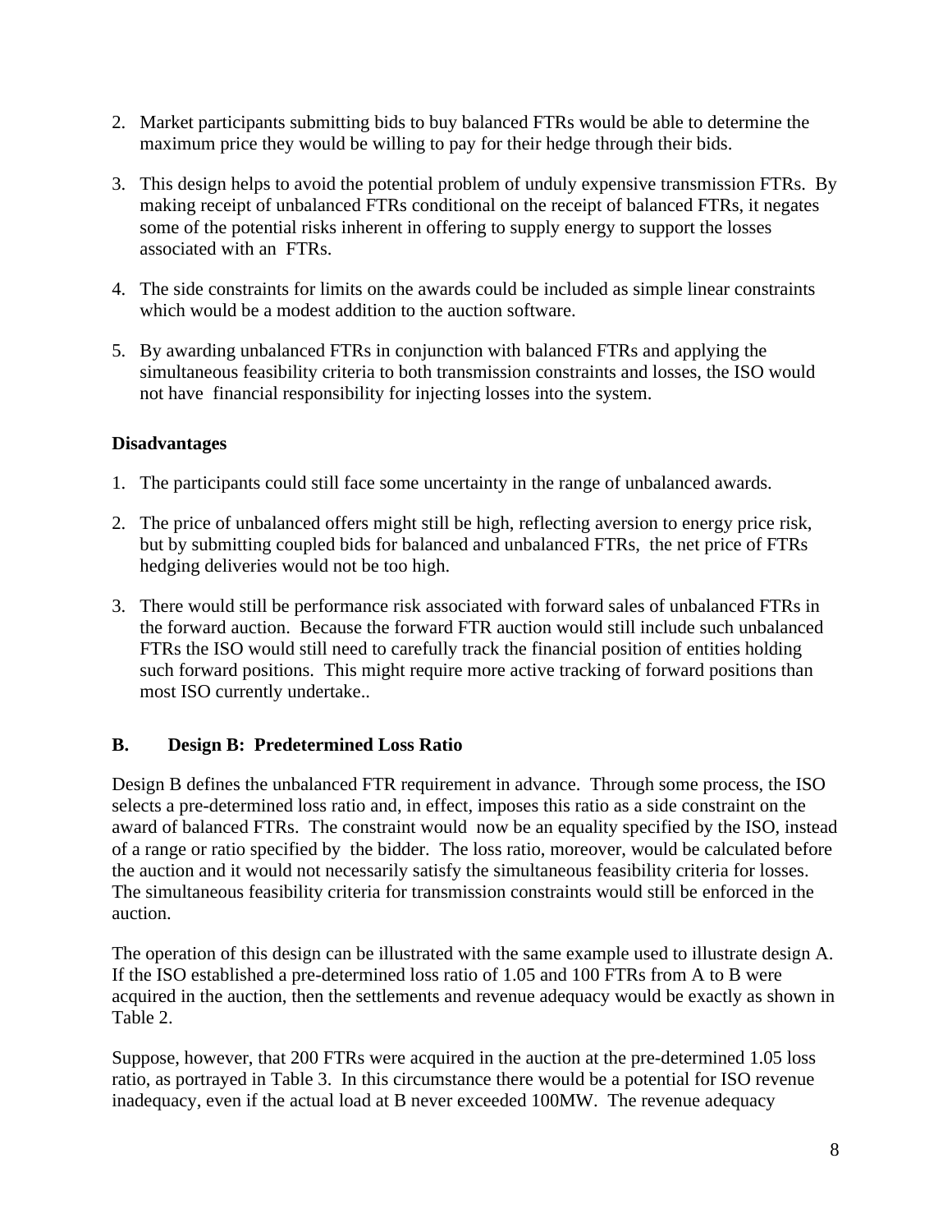2. Market participants submitting bids to buy balanced FTRs would be able to determine the maximum price they would be willing to pay for their hedge through their bids.

3. This design helps to avoid the potential problem of unduly expensive transmission FTRs. By making receipt of unbalanced FTRs conditional on the receipt of balanced FTRs, it negates some of the potential risks inherent in offering to supply energy to support the losses associated with an FTRs.

4. The side constraints for limits on the awards could be included as simple linear constraints which would be a modest addition to the auction software.

5. By awarding unbalanced FTRs in conjunction with balanced FTRs and applying the simultaneous feasibility criteria to both transmission constraints and losses, the ISO would not have financial responsibility for injecting losses into the system.

**Disadvantages**

1. The participants could still face some uncertainty in the range of unbalanced awards.

2. The price of unbalanced offers might still be high, reflecting aversion to energy price risk, but by submitting coupled bids for balanced and unbalanced FTRs, the net price of FTRs hedging deliveries would not be too high.

3. There would still be performance risk associated with forward sales of unbalanced FTRs in the forward auction. Because the forward FTR auction would still include such unbalanced FTRs the ISO would still need to carefully track the financial position of entities holding such forward positions. This might require more active tracking of forward positions than most ISO currently undertake..

## B. Design B: Predetermined Loss Ratio

Design B defines the unbalanced FTR requirement in advance. Through some process, the ISO selects a pre-determined loss ratio and, in effect, imposes this ratio as a side constraint on the award of balanced FTRs. The constraint would now be an equality specified by the ISO, instead of a range or ratio specified by the bidder. The loss ratio, moreover, would be calculated before the auction and it would not necessarily satisfy the simultaneous feasibility criteria for losses. The simultaneous feasibility criteria for transmission constraints would still be enforced in the auction.

The operation of this design can be illustrated with the same example used to illustrate design A. If the ISO established a pre-determined loss ratio of 1.05 and 100 FTRs from A to B were acquired in the auction, then the settlements and revenue adequacy would be exactly as shown in Table 2.

Suppose, however, that 200 FTRs were acquired in the auction at the pre-determined 1.05 loss ratio, as portrayed in Table 3. In this circumstance there would be a potential for ISO revenue inadequacy, even if the actual load at B never exceeded 100MW. The revenue adequacy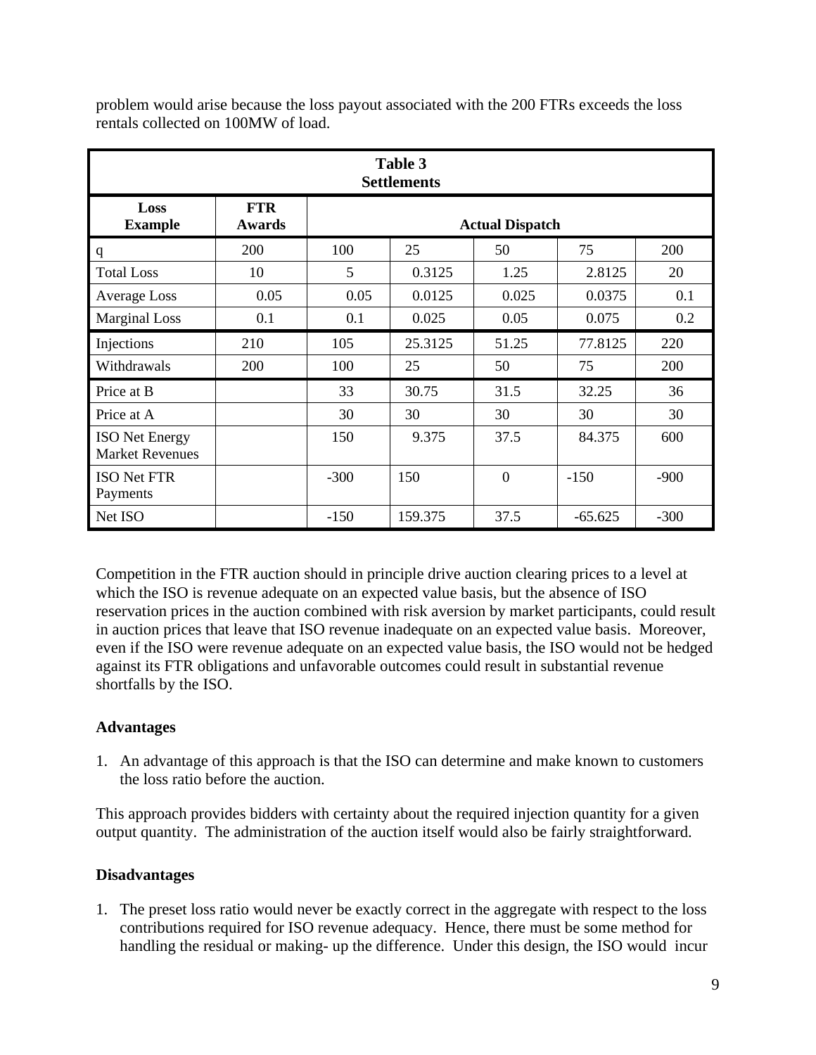problem would arise because the loss payout associated with the 200 FTRs exceeds the loss rentals collected on 100MW of load.

| **Table 3 Settlements** | | | | | | |
|---|---|---|---|---|---|---|
| **Loss Example** | **FTR Awards** | **Actual Dispatch** | | | | |
| q | 200 | 100 | 25 | 50 | 75 | 200 |
| Total Loss | 10 | 5 | 0.3125 | 1.25 | 2.8125 | 20 |
| Average Loss | 0.05 | 0.05 | 0.0125 | 0.025 | 0.0375 | 0.1 |
| Marginal Loss | 0.1 | 0.1 | 0.025 | 0.05 | 0.075 | 0.2 |
| Injections | 210 | 105 | 25.3125 | 51.25 | 77.8125 | 220 |
| Withdrawals | 200 | 100 | 25 | 50 | 75 | 200 |
| Price at B | | 33 | 30.75 | 31.5 | 32.25 | 36 |
| Price at A | | 30 | 30 | 30 | 30 | 30 |
| ISO Net Energy Market Revenues | | 150 | 9.375 | 37.5 | 84.375 | 600 |
| ISO Net FTR Payments | | -300 | 150 | 0 | -150 | -900 |
| Net ISO | | -150 | 159.375 | 37.5 | -65.625 | -300 |

Competition in the FTR auction should in principle drive auction clearing prices to a level at which the ISO is revenue adequate on an expected value basis, but the absence of ISO reservation prices in the auction combined with risk aversion by market participants, could result in auction prices that leave that ISO revenue inadequate on an expected value basis. Moreover, even if the ISO were revenue adequate on an expected value basis, the ISO would not be hedged against its FTR obligations and unfavorable outcomes could result in substantial revenue shortfalls by the ISO.

**Advantages**

1. An advantage of this approach is that the ISO can determine and make known to customers the loss ratio before the auction.

This approach provides bidders with certainty about the required injection quantity for a given output quantity. The administration of the auction itself would also be fairly straightforward.

**Disadvantages**

1. The preset loss ratio would never be exactly correct in the aggregate with respect to the loss contributions required for ISO revenue adequacy. Hence, there must be some method for handling the residual or making- up the difference. Under this design, the ISO would incur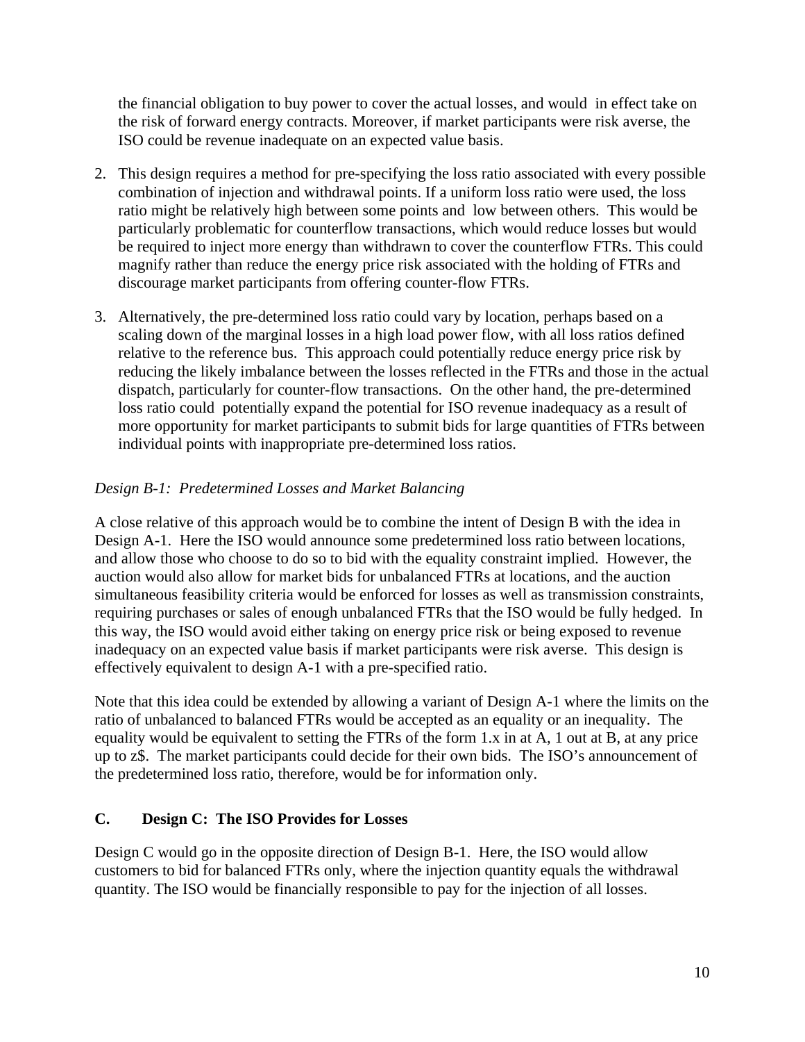the financial obligation to buy power to cover the actual losses, and would in effect take on the risk of forward energy contracts. Moreover, if market participants were risk averse, the ISO could be revenue inadequate on an expected value basis.

2. This design requires a method for pre-specifying the loss ratio associated with every possible combination of injection and withdrawal points. If a uniform loss ratio were used, the loss ratio might be relatively high between some points and low between others. This would be particularly problematic for counterflow transactions, which would reduce losses but would be required to inject more energy than withdrawn to cover the counterflow FTRs. This could magnify rather than reduce the energy price risk associated with the holding of FTRs and discourage market participants from offering counter-flow FTRs.

3. Alternatively, the pre-determined loss ratio could vary by location, perhaps based on a scaling down of the marginal losses in a high load power flow, with all loss ratios defined relative to the reference bus. This approach could potentially reduce energy price risk by reducing the likely imbalance between the losses reflected in the FTRs and those in the actual dispatch, particularly for counter-flow transactions. On the other hand, the pre-determined loss ratio could potentially expand the potential for ISO revenue inadequacy as a result of more opportunity for market participants to submit bids for large quantities of FTRs between individual points with inappropriate pre-determined loss ratios.

*Design B-1: Predetermined Losses and Market Balancing*

A close relative of this approach would be to combine the intent of Design B with the idea in Design A-1. Here the ISO would announce some predetermined loss ratio between locations, and allow those who choose to do so to bid with the equality constraint implied. However, the auction would also allow for market bids for unbalanced FTRs at locations, and the auction simultaneous feasibility criteria would be enforced for losses as well as transmission constraints, requiring purchases or sales of enough unbalanced FTRs that the ISO would be fully hedged. In this way, the ISO would avoid either taking on energy price risk or being exposed to revenue inadequacy on an expected value basis if market participants were risk averse. This design is effectively equivalent to design A-1 with a pre-specified ratio.

Note that this idea could be extended by allowing a variant of Design A-1 where the limits on the ratio of unbalanced to balanced FTRs would be accepted as an equality or an inequality. The equality would be equivalent to setting the FTRs of the form 1.x in at A, 1 out at B, at any price up to z$. The market participants could decide for their own bids. The ISO's announcement of the predetermined loss ratio, therefore, would be for information only.

## C. Design C: The ISO Provides for Losses

Design C would go in the opposite direction of Design B-1. Here, the ISO would allow customers to bid for balanced FTRs only, where the injection quantity equals the withdrawal quantity. The ISO would be financially responsible to pay for the injection of all losses.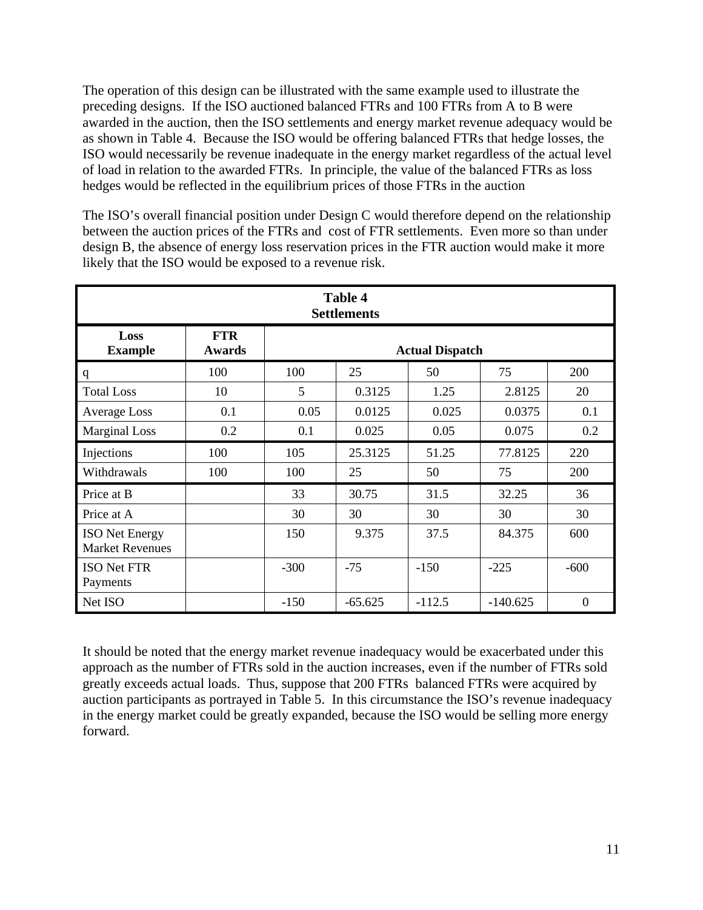The operation of this design can be illustrated with the same example used to illustrate the preceding designs. If the ISO auctioned balanced FTRs and 100 FTRs from A to B were awarded in the auction, then the ISO settlements and energy market revenue adequacy would be as shown in Table 4. Because the ISO would be offering balanced FTRs that hedge losses, the ISO would necessarily be revenue inadequate in the energy market regardless of the actual level of load in relation to the awarded FTRs. In principle, the value of the balanced FTRs as loss hedges would be reflected in the equilibrium prices of those FTRs in the auction

The ISO's overall financial position under Design C would therefore depend on the relationship between the auction prices of the FTRs and cost of FTR settlements. Even more so than under design B, the absence of energy loss reservation prices in the FTR auction would make it more likely that the ISO would be exposed to a revenue risk.

**Table 4**
**Settlements**

| Loss Example | FTR Awards | Actual Dispatch | | | | |
|---|---|---|---|---|---|---|
| q | 100 | 100 | 25 | 50 | 75 | 200 |
| Total Loss | 10 | 5 | 0.3125 | 1.25 | 2.8125 | 20 |
| Average Loss | 0.1 | 0.05 | 0.0125 | 0.025 | 0.0375 | 0.1 |
| Marginal Loss | 0.2 | 0.1 | 0.025 | 0.05 | 0.075 | 0.2 |
| Injections | 100 | 105 | 25.3125 | 51.25 | 77.8125 | 220 |
| Withdrawals | 100 | 100 | 25 | 50 | 75 | 200 |
| Price at B | | 33 | 30.75 | 31.5 | 32.25 | 36 |
| Price at A | | 30 | 30 | 30 | 30 | 30 |
| ISO Net Energy Market Revenues | | 150 | 9.375 | 37.5 | 84.375 | 600 |
| ISO Net FTR Payments | | -300 | -75 | -150 | -225 | -600 |
| Net ISO | | -150 | -65.625 | -112.5 | -140.625 | 0 |

It should be noted that the energy market revenue inadequacy would be exacerbated under this approach as the number of FTRs sold in the auction increases, even if the number of FTRs sold greatly exceeds actual loads. Thus, suppose that 200 FTRs balanced FTRs were acquired by auction participants as portrayed in Table 5. In this circumstance the ISO's revenue inadequacy in the energy market could be greatly expanded, because the ISO would be selling more energy forward.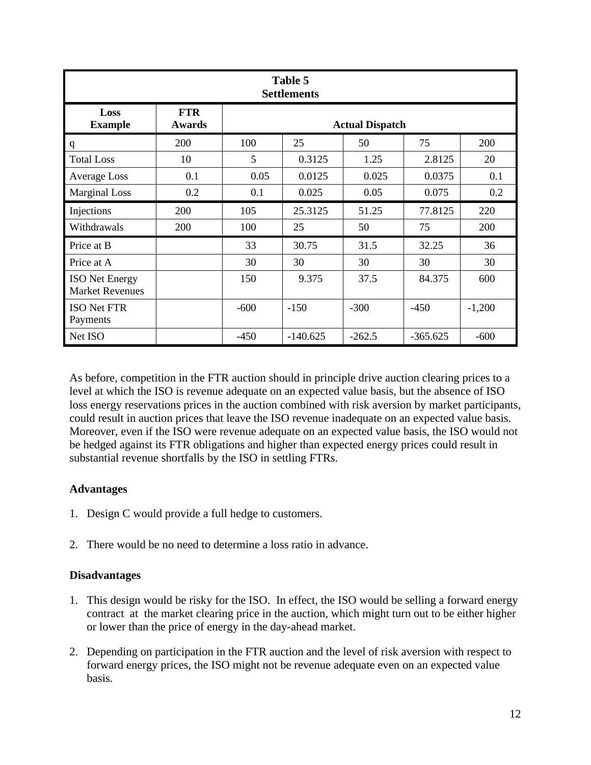| Table 5<br>Settlements | | | | | | |
|---|---|---|---|---|---|---|
| **Loss Example** | **FTR Awards** | **Actual Dispatch** | | | | |
| q | 200 | 100 | 25 | 50 | 75 | 200 |
| Total Loss | 10 | 5 | 0.3125 | 1.25 | 2.8125 | 20 |
| Average Loss | 0.1 | 0.05 | 0.0125 | 0.025 | 0.0375 | 0.1 |
| Marginal Loss | 0.2 | 0.1 | 0.025 | 0.05 | 0.075 | 0.2 |
| Injections | 200 | 105 | 25.3125 | 51.25 | 77.8125 | 220 |
| Withdrawals | 200 | 100 | 25 | 50 | 75 | 200 |
| Price at B | | 33 | 30.75 | 31.5 | 32.25 | 36 |
| Price at A | | 30 | 30 | 30 | 30 | 30 |
| ISO Net Energy Market Revenues | | 150 | 9.375 | 37.5 | 84.375 | 600 |
| ISO Net FTR Payments | | -600 | -150 | -300 | -450 | -1,200 |
| Net ISO | | -450 | -140.625 | -262.5 | -365.625 | -600 |

As before, competition in the FTR auction should in principle drive auction clearing prices to a level at which the ISO is revenue adequate on an expected value basis, but the absence of ISO loss energy reservations prices in the auction combined with risk aversion by market participants, could result in auction prices that leave the ISO revenue inadequate on an expected value basis. Moreover, even if the ISO were revenue adequate on an expected value basis, the ISO would not be hedged against its FTR obligations and higher than expected energy prices could result in substantial revenue shortfalls by the ISO in settling FTRs.

**Advantages**

1. Design C would provide a full hedge to customers.

2. There would be no need to determine a loss ratio in advance.

**Disadvantages**

1. This design would be risky for the ISO. In effect, the ISO would be selling a forward energy contract at the market clearing price in the auction, which might turn out to be either higher or lower than the price of energy in the day-ahead market.

2. Depending on participation in the FTR auction and the level of risk aversion with respect to forward energy prices, the ISO might not be revenue adequate even on an expected value basis.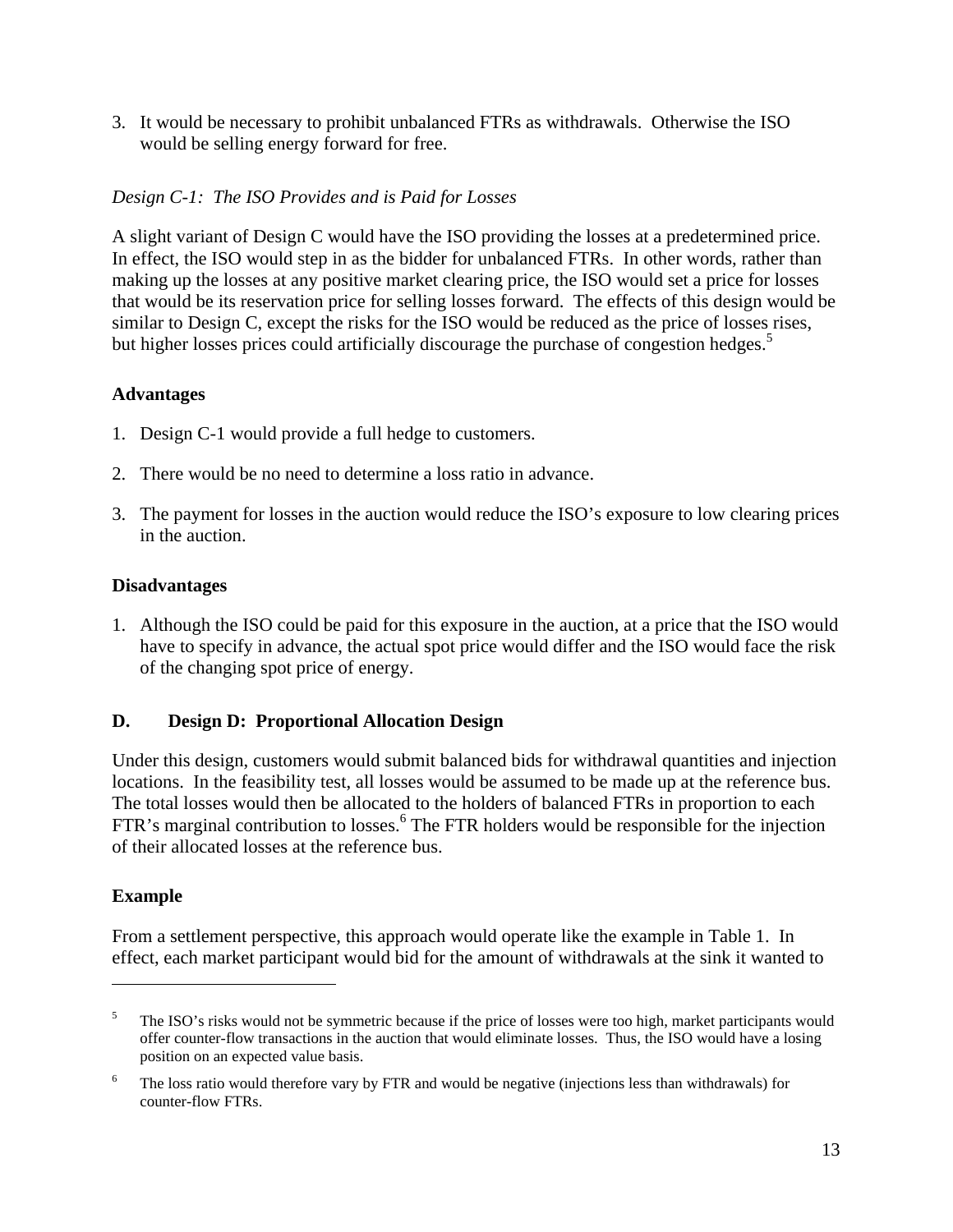3. It would be necessary to prohibit unbalanced FTRs as withdrawals. Otherwise the ISO would be selling energy forward for free.

*Design C-1: The ISO Provides and is Paid for Losses*

A slight variant of Design C would have the ISO providing the losses at a predetermined price. In effect, the ISO would step in as the bidder for unbalanced FTRs. In other words, rather than making up the losses at any positive market clearing price, the ISO would set a price for losses that would be its reservation price for selling losses forward. The effects of this design would be similar to Design C, except the risks for the ISO would be reduced as the price of losses rises, but higher losses prices could artificially discourage the purchase of congestion hedges.[5]

**Advantages**

1. Design C-1 would provide a full hedge to customers.
2. There would be no need to determine a loss ratio in advance.
3. The payment for losses in the auction would reduce the ISO's exposure to low clearing prices in the auction.

**Disadvantages**

1. Although the ISO could be paid for this exposure in the auction, at a price that the ISO would have to specify in advance, the actual spot price would differ and the ISO would face the risk of the changing spot price of energy.

## D. Design D: Proportional Allocation Design

Under this design, customers would submit balanced bids for withdrawal quantities and injection locations. In the feasibility test, all losses would be assumed to be made up at the reference bus. The total losses would then be allocated to the holders of balanced FTRs in proportion to each FTR's marginal contribution to losses.[6] The FTR holders would be responsible for the injection of their allocated losses at the reference bus.

**Example**

From a settlement perspective, this approach would operate like the example in Table 1. In effect, each market participant would bid for the amount of withdrawals at the sink it wanted to

---

[5] The ISO's risks would not be symmetric because if the price of losses were too high, market participants would offer counter-flow transactions in the auction that would eliminate losses. Thus, the ISO would have a losing position on an expected value basis.

[6] The loss ratio would therefore vary by FTR and would be negative (injections less than withdrawals) for counter-flow FTRs.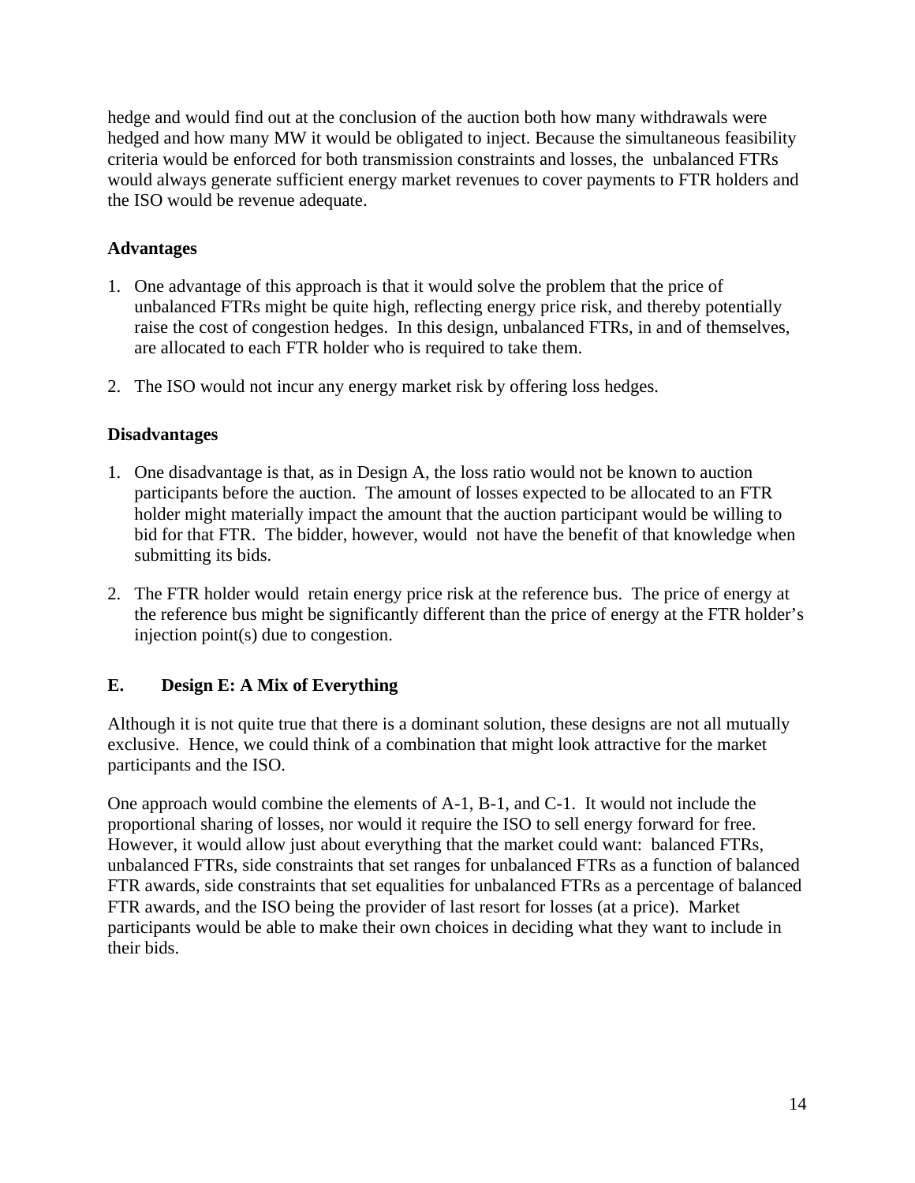hedge and would find out at the conclusion of the auction both how many withdrawals were hedged and how many MW it would be obligated to inject. Because the simultaneous feasibility criteria would be enforced for both transmission constraints and losses, the unbalanced FTRs would always generate sufficient energy market revenues to cover payments to FTR holders and the ISO would be revenue adequate.

**Advantages**

1. One advantage of this approach is that it would solve the problem that the price of unbalanced FTRs might be quite high, reflecting energy price risk, and thereby potentially raise the cost of congestion hedges. In this design, unbalanced FTRs, in and of themselves, are allocated to each FTR holder who is required to take them.

2. The ISO would not incur any energy market risk by offering loss hedges.

**Disadvantages**

1. One disadvantage is that, as in Design A, the loss ratio would not be known to auction participants before the auction. The amount of losses expected to be allocated to an FTR holder might materially impact the amount that the auction participant would be willing to bid for that FTR. The bidder, however, would not have the benefit of that knowledge when submitting its bids.

2. The FTR holder would retain energy price risk at the reference bus. The price of energy at the reference bus might be significantly different than the price of energy at the FTR holder's injection point(s) due to congestion.

## E. Design E: A Mix of Everything

Although it is not quite true that there is a dominant solution, these designs are not all mutually exclusive. Hence, we could think of a combination that might look attractive for the market participants and the ISO.

One approach would combine the elements of A-1, B-1, and C-1. It would not include the proportional sharing of losses, nor would it require the ISO to sell energy forward for free. However, it would allow just about everything that the market could want: balanced FTRs, unbalanced FTRs, side constraints that set ranges for unbalanced FTRs as a function of balanced FTR awards, side constraints that set equalities for unbalanced FTRs as a percentage of balanced FTR awards, and the ISO being the provider of last resort for losses (at a price). Market participants would be able to make their own choices in deciding what they want to include in their bids.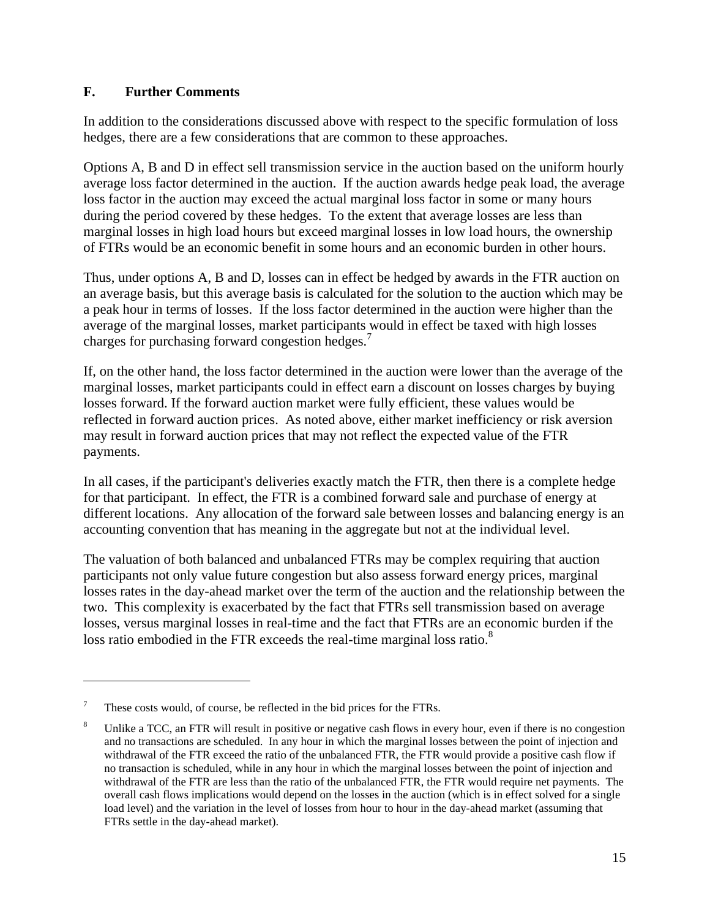### F. Further Comments

In addition to the considerations discussed above with respect to the specific formulation of loss hedges, there are a few considerations that are common to these approaches.

Options A, B and D in effect sell transmission service in the auction based on the uniform hourly average loss factor determined in the auction. If the auction awards hedge peak load, the average loss factor in the auction may exceed the actual marginal loss factor in some or many hours during the period covered by these hedges. To the extent that average losses are less than marginal losses in high load hours but exceed marginal losses in low load hours, the ownership of FTRs would be an economic benefit in some hours and an economic burden in other hours.

Thus, under options A, B and D, losses can in effect be hedged by awards in the FTR auction on an average basis, but this average basis is calculated for the solution to the auction which may be a peak hour in terms of losses. If the loss factor determined in the auction were higher than the average of the marginal losses, market participants would in effect be taxed with high losses charges for purchasing forward congestion hedges.[7]

If, on the other hand, the loss factor determined in the auction were lower than the average of the marginal losses, market participants could in effect earn a discount on losses charges by buying losses forward. If the forward auction market were fully efficient, these values would be reflected in forward auction prices. As noted above, either market inefficiency or risk aversion may result in forward auction prices that may not reflect the expected value of the FTR payments.

In all cases, if the participant's deliveries exactly match the FTR, then there is a complete hedge for that participant. In effect, the FTR is a combined forward sale and purchase of energy at different locations. Any allocation of the forward sale between losses and balancing energy is an accounting convention that has meaning in the aggregate but not at the individual level.

The valuation of both balanced and unbalanced FTRs may be complex requiring that auction participants not only value future congestion but also assess forward energy prices, marginal losses rates in the day-ahead market over the term of the auction and the relationship between the two. This complexity is exacerbated by the fact that FTRs sell transmission based on average losses, versus marginal losses in real-time and the fact that FTRs are an economic burden if the loss ratio embodied in the FTR exceeds the real-time marginal loss ratio.[8]

---

[7] These costs would, of course, be reflected in the bid prices for the FTRs.

[8] Unlike a TCC, an FTR will result in positive or negative cash flows in every hour, even if there is no congestion and no transactions are scheduled. In any hour in which the marginal losses between the point of injection and withdrawal of the FTR exceed the ratio of the unbalanced FTR, the FTR would provide a positive cash flow if no transaction is scheduled, while in any hour in which the marginal losses between the point of injection and withdrawal of the FTR are less than the ratio of the unbalanced FTR, the FTR would require net payments. The overall cash flows implications would depend on the losses in the auction (which is in effect solved for a single load level) and the variation in the level of losses from hour to hour in the day-ahead market (assuming that FTRs settle in the day-ahead market).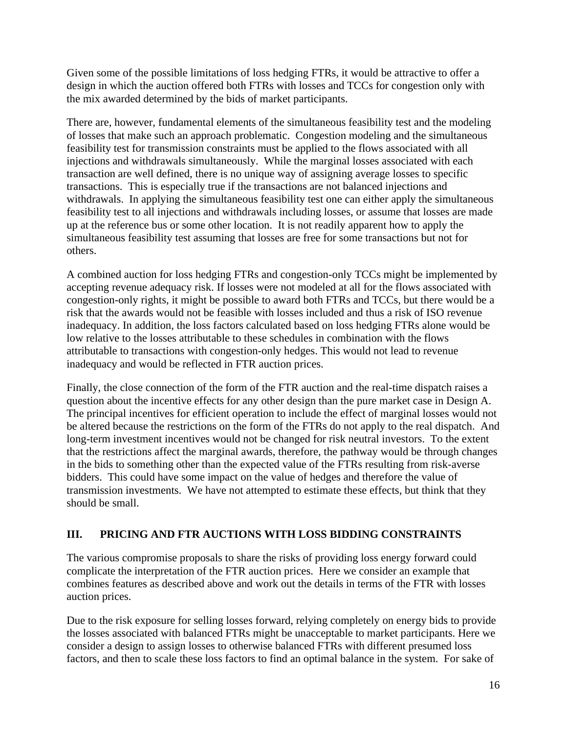Given some of the possible limitations of loss hedging FTRs, it would be attractive to offer a design in which the auction offered both FTRs with losses and TCCs for congestion only with the mix awarded determined by the bids of market participants.

There are, however, fundamental elements of the simultaneous feasibility test and the modeling of losses that make such an approach problematic. Congestion modeling and the simultaneous feasibility test for transmission constraints must be applied to the flows associated with all injections and withdrawals simultaneously. While the marginal losses associated with each transaction are well defined, there is no unique way of assigning average losses to specific transactions. This is especially true if the transactions are not balanced injections and withdrawals. In applying the simultaneous feasibility test one can either apply the simultaneous feasibility test to all injections and withdrawals including losses, or assume that losses are made up at the reference bus or some other location. It is not readily apparent how to apply the simultaneous feasibility test assuming that losses are free for some transactions but not for others.

A combined auction for loss hedging FTRs and congestion-only TCCs might be implemented by accepting revenue adequacy risk. If losses were not modeled at all for the flows associated with congestion-only rights, it might be possible to award both FTRs and TCCs, but there would be a risk that the awards would not be feasible with losses included and thus a risk of ISO revenue inadequacy. In addition, the loss factors calculated based on loss hedging FTRs alone would be low relative to the losses attributable to these schedules in combination with the flows attributable to transactions with congestion-only hedges. This would not lead to revenue inadequacy and would be reflected in FTR auction prices.

Finally, the close connection of the form of the FTR auction and the real-time dispatch raises a question about the incentive effects for any other design than the pure market case in Design A. The principal incentives for efficient operation to include the effect of marginal losses would not be altered because the restrictions on the form of the FTRs do not apply to the real dispatch. And long-term investment incentives would not be changed for risk neutral investors. To the extent that the restrictions affect the marginal awards, therefore, the pathway would be through changes in the bids to something other than the expected value of the FTRs resulting from risk-averse bidders. This could have some impact on the value of hedges and therefore the value of transmission investments. We have not attempted to estimate these effects, but think that they should be small.

## III. PRICING AND FTR AUCTIONS WITH LOSS BIDDING CONSTRAINTS

The various compromise proposals to share the risks of providing loss energy forward could complicate the interpretation of the FTR auction prices. Here we consider an example that combines features as described above and work out the details in terms of the FTR with losses auction prices.

Due to the risk exposure for selling losses forward, relying completely on energy bids to provide the losses associated with balanced FTRs might be unacceptable to market participants. Here we consider a design to assign losses to otherwise balanced FTRs with different presumed loss factors, and then to scale these loss factors to find an optimal balance in the system. For sake of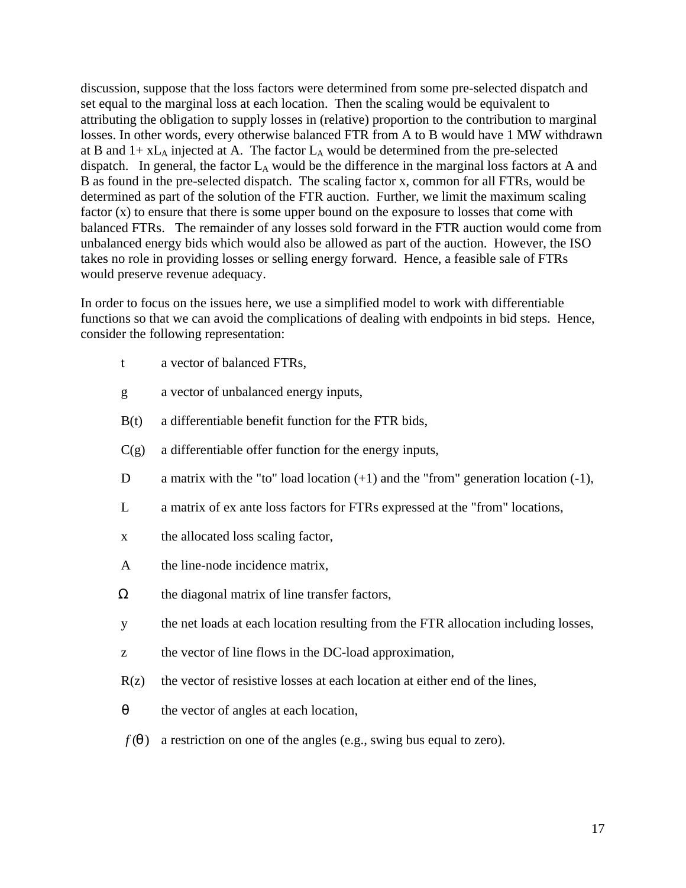discussion, suppose that the loss factors were determined from some pre-selected dispatch and set equal to the marginal loss at each location. Then the scaling would be equivalent to attributing the obligation to supply losses in (relative) proportion to the contribution to marginal losses. In other words, every otherwise balanced FTR from A to B would have 1 MW withdrawn at B and $1+ xL_A$ injected at A. The factor $L_A$ would be determined from the pre-selected dispatch. In general, the factor $L_A$ would be the difference in the marginal loss factors at A and B as found in the pre-selected dispatch. The scaling factor x, common for all FTRs, would be determined as part of the solution of the FTR auction. Further, we limit the maximum scaling factor (x) to ensure that there is some upper bound on the exposure to losses that come with balanced FTRs. The remainder of any losses sold forward in the FTR auction would come from unbalanced energy bids which would also be allowed as part of the auction. However, the ISO takes no role in providing losses or selling energy forward. Hence, a feasible sale of FTRs would preserve revenue adequacy.

In order to focus on the issues here, we use a simplified model to work with differentiable functions so that we can avoid the complications of dealing with endpoints in bid steps. Hence, consider the following representation:

- $t$ a vector of balanced FTRs,
- $g$ a vector of unbalanced energy inputs,
- $B(t)$ a differentiable benefit function for the FTR bids,
- $C(g)$ a differentiable offer function for the energy inputs,
- $D$ a matrix with the "to" load location (+1) and the "from" generation location (-1),
- $L$ a matrix of ex ante loss factors for FTRs expressed at the "from" locations,
- $x$ the allocated loss scaling factor,
- $A$ the line-node incidence matrix,
- $\Omega$ the diagonal matrix of line transfer factors,
- $y$ the net loads at each location resulting from the FTR allocation including losses,
- $z$ the vector of line flows in the DC-load approximation,
- $R(z)$ the vector of resistive losses at each location at either end of the lines,
- $\theta$ the vector of angles at each location,
- $f(\theta)$ a restriction on one of the angles (e.g., swing bus equal to zero).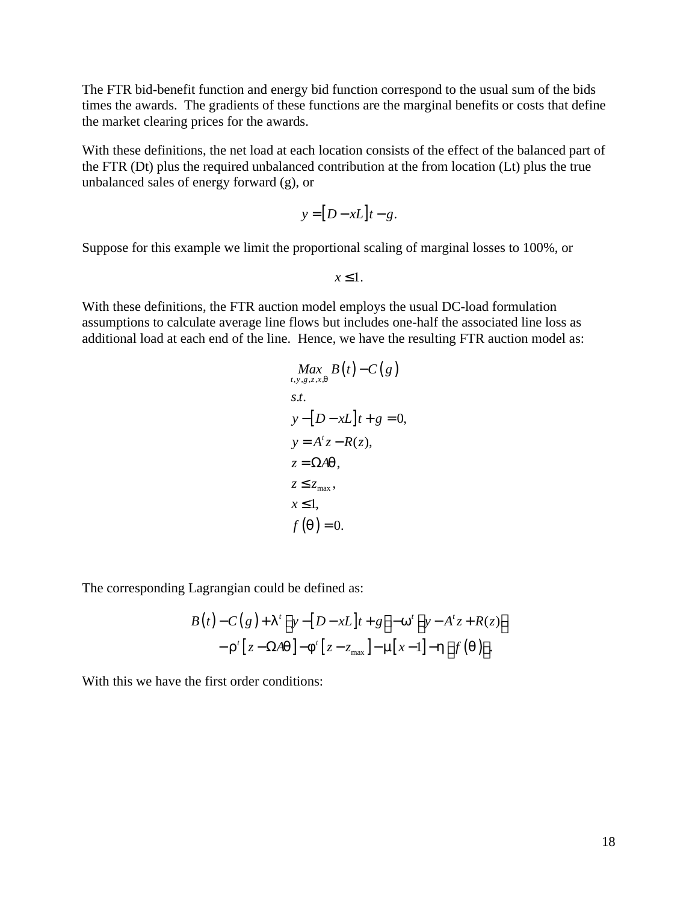The FTR bid-benefit function and energy bid function correspond to the usual sum of the bids times the awards. The gradients of these functions are the marginal benefits or costs that define the market clearing prices for the awards.

With these definitions, the net load at each location consists of the effect of the balanced part of the FTR (Dt) plus the required unbalanced contribution at the from location (Lt) plus the true unbalanced sales of energy forward (g), or

$$y = \left[D - xL\right]t - g.$$

Suppose for this example we limit the proportional scaling of marginal losses to 100%, or

$$x \leq 1.$$

With these definitions, the FTR auction model employs the usual DC-load formulation assumptions to calculate average line flows but includes one-half the associated line loss as additional load at each end of the line. Hence, we have the resulting FTR auction model as:

$$\begin{aligned}
&\underset{t,y,g,z,x,\theta}{Max}\; B\left(t\right) - C\left(g\right) \\
&s.t. \\
&y - \left[D - xL\right]t + g = 0, \\
&y = A^t z - R(z), \\
&z = \Omega A\theta, \\
&z \leq z_{\max}, \\
&x \leq 1, \\
&f\left(\theta\right) = 0.
\end{aligned}$$

The corresponding Lagrangian could be defined as:

$$\begin{aligned}
&B\left(t\right) - C\left(g\right) + \lambda^t \left[y - \left[D - xL\right]t + g\right] - \omega^t \left[y - A^t z + R(z)\right] \\
&\quad - \rho^t \left[z - \Omega A\theta\right] - \phi^t \left[z - z_{\max}\right] - \mu\left[x - 1\right] - \eta\left[f\left(\theta\right)\right].
\end{aligned}$$

With this we have the first order conditions: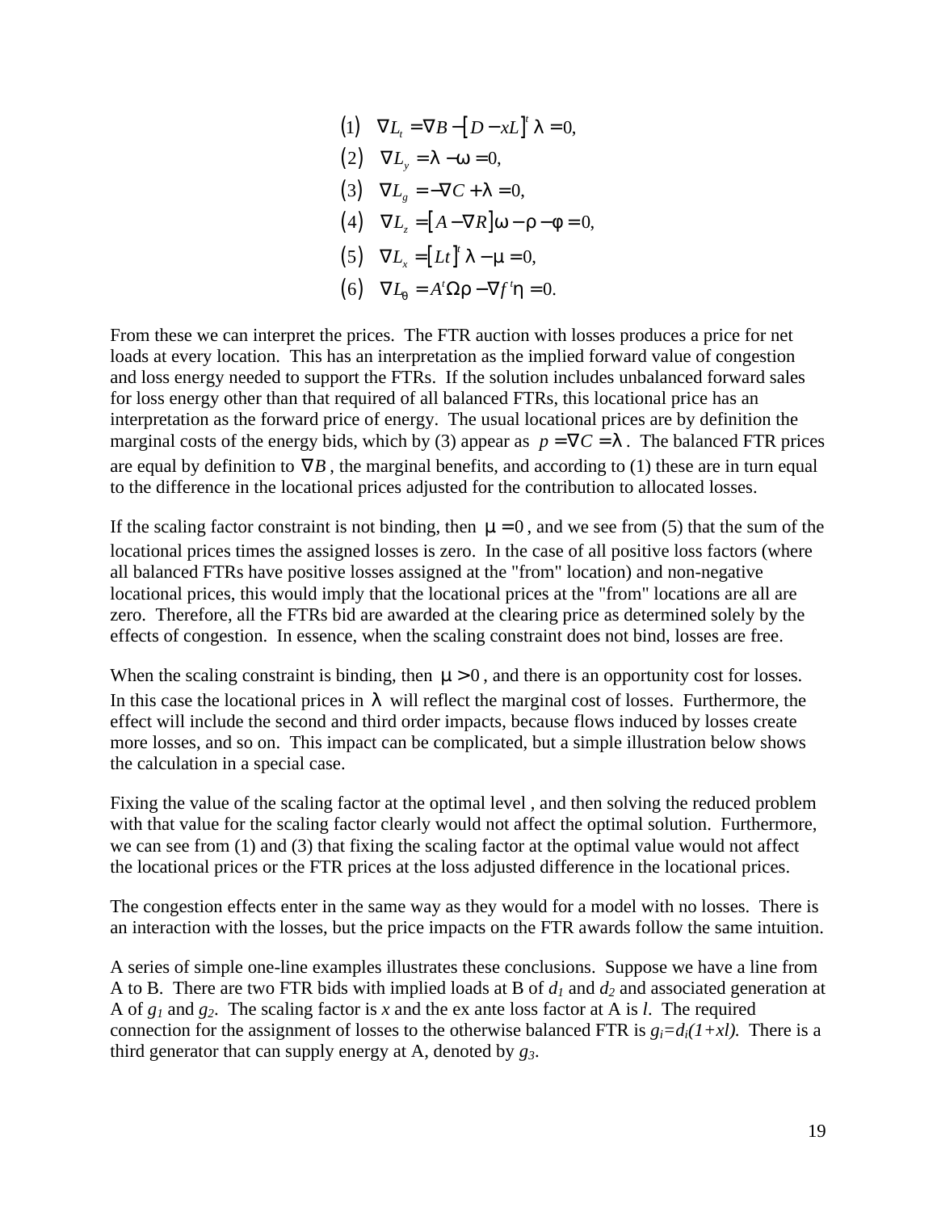$$
\begin{aligned}
&(1) \quad \nabla L_t = \nabla B - [D - xL]^t \lambda = 0, \\
&(2) \quad \nabla L_y = \lambda - \omega = 0, \\
&(3) \quad \nabla L_g = -\nabla C + \lambda = 0, \\
&(4) \quad \nabla L_z = [A - \nabla R]\omega - \rho - \phi = 0, \\
&(5) \quad \nabla L_x = [Lt]^t \lambda - \mu = 0, \\
&(6) \quad \nabla L_\theta = A^t \Omega \rho - \nabla f^t \eta = 0.
\end{aligned}
$$

From these we can interpret the prices. The FTR auction with losses produces a price for net loads at every location. This has an interpretation as the implied forward value of congestion and loss energy needed to support the FTRs. If the solution includes unbalanced forward sales for loss energy other than that required of all balanced FTRs, this locational price has an interpretation as the forward price of energy. The usual locational prices are by definition the marginal costs of the energy bids, which by (3) appear as $p = \nabla C = \lambda$. The balanced FTR prices are equal by definition to $\nabla B$, the marginal benefits, and according to (1) these are in turn equal to the difference in the locational prices adjusted for the contribution to allocated losses.

If the scaling factor constraint is not binding, then $\mu = 0$, and we see from (5) that the sum of the locational prices times the assigned losses is zero. In the case of all positive loss factors (where all balanced FTRs have positive losses assigned at the "from" location) and non-negative locational prices, this would imply that the locational prices at the "from" locations are all are zero. Therefore, all the FTRs bid are awarded at the clearing price as determined solely by the effects of congestion. In essence, when the scaling constraint does not bind, losses are free.

When the scaling constraint is binding, then $\mu > 0$, and there is an opportunity cost for losses. In this case the locational prices in $\lambda$ will reflect the marginal cost of losses. Furthermore, the effect will include the second and third order impacts, because flows induced by losses create more losses, and so on. This impact can be complicated, but a simple illustration below shows the calculation in a special case.

Fixing the value of the scaling factor at the optimal level , and then solving the reduced problem with that value for the scaling factor clearly would not affect the optimal solution. Furthermore, we can see from (1) and (3) that fixing the scaling factor at the optimal value would not affect the locational prices or the FTR prices at the loss adjusted difference in the locational prices.

The congestion effects enter in the same way as they would for a model with no losses. There is an interaction with the losses, but the price impacts on the FTR awards follow the same intuition.

A series of simple one-line examples illustrates these conclusions. Suppose we have a line from A to B. There are two FTR bids with implied loads at B of $d_1$ and $d_2$ and associated generation at A of $g_1$ and $g_2$. The scaling factor is $x$ and the ex ante loss factor at A is $l$. The required connection for the assignment of losses to the otherwise balanced FTR is $g_i=d_i(1+xl)$. There is a third generator that can supply energy at A, denoted by $g_3$.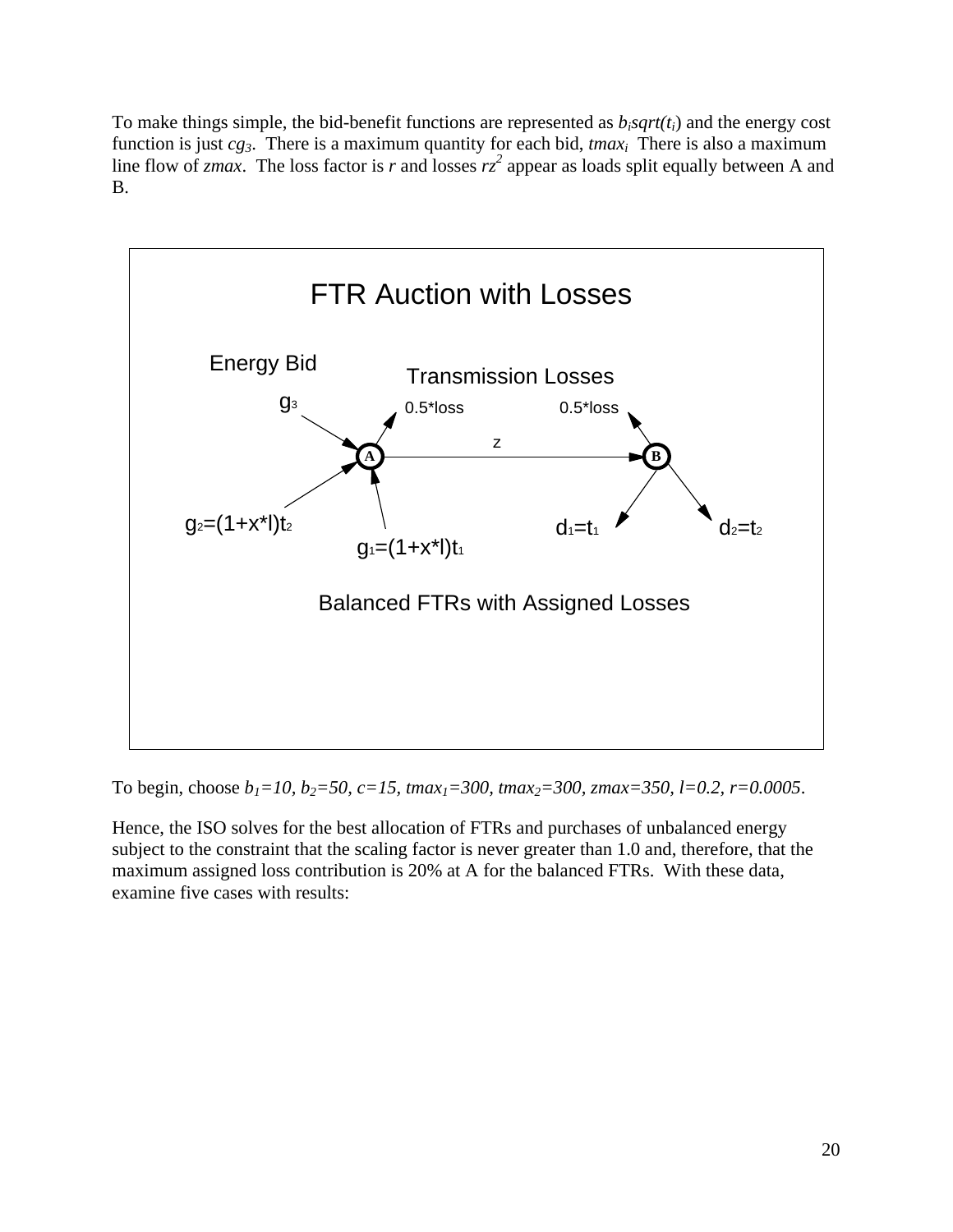To make things simple, the bid-benefit functions are represented as $b_i sqrt(t_i)$ and the energy cost function is just $cg_3$. There is a maximum quantity for each bid, $tmax_i$. There is also a maximum line flow of $zmax$. The loss factor is $r$ and losses $rz^2$ appear as loads split equally between A and B.

**FTR Auction with Losses**

Energy Bid

Transmission Losses

$g_3$

0.5*loss

0.5*loss

z

A

B

$g_2=(1+x*l)t_2$

$g_1=(1+x*l)t_1$

$d_1=t_1$

$d_2=t_2$

Balanced FTRs with Assigned Losses

To begin, choose $b_1=10$, $b_2=50$, $c=15$, $tmax_1=300$, $tmax_2=300$, $zmax=350$, $l=0.2$, $r=0.0005$.

Hence, the ISO solves for the best allocation of FTRs and purchases of unbalanced energy subject to the constraint that the scaling factor is never greater than 1.0 and, therefore, that the maximum assigned loss contribution is 20% at A for the balanced FTRs. With these data, examine five cases with results: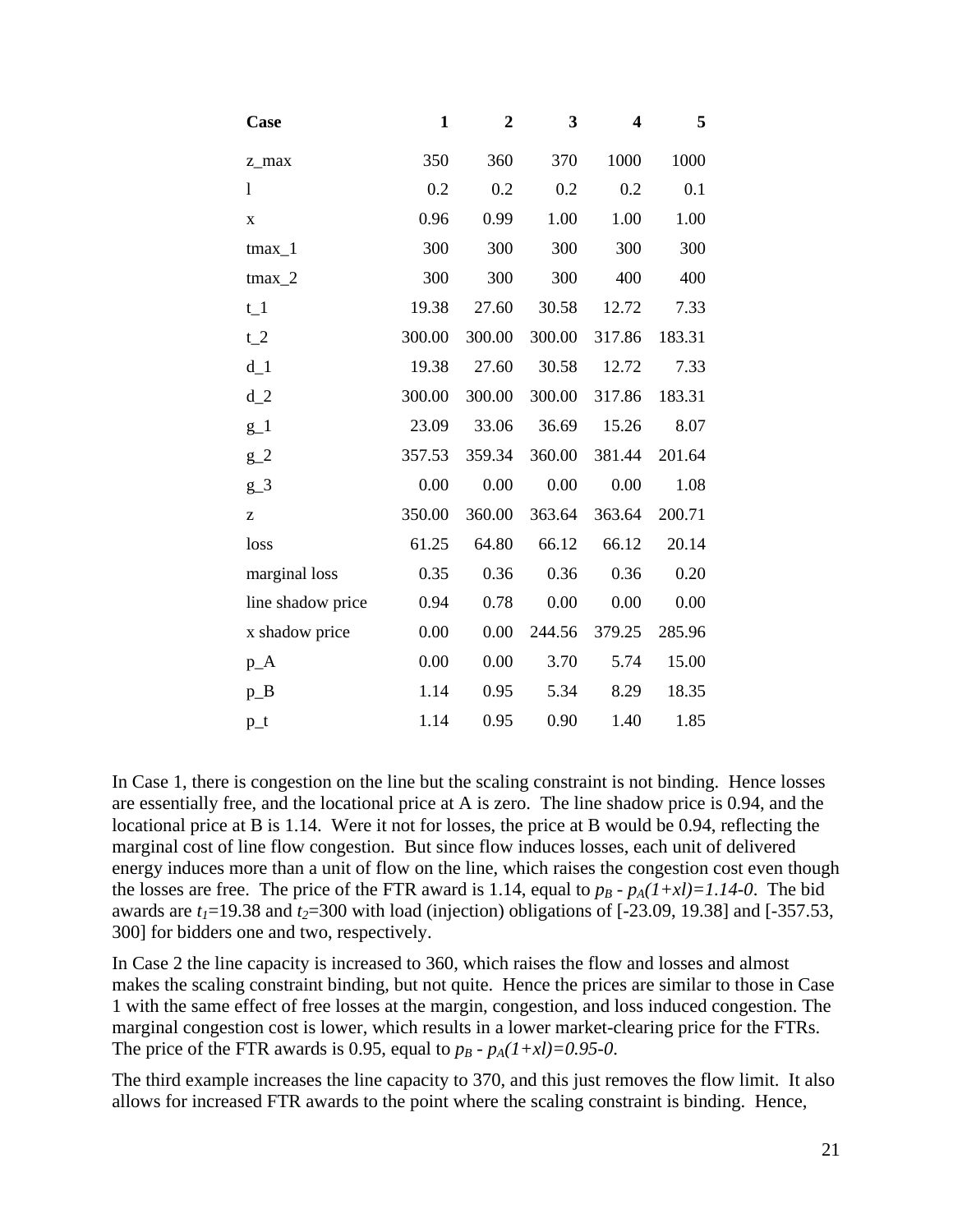| Case | 1 | 2 | 3 | 4 | 5 |
|---|---|---|---|---|---|
| z_max | 350 | 360 | 370 | 1000 | 1000 |
| l | 0.2 | 0.2 | 0.2 | 0.2 | 0.1 |
| x | 0.96 | 0.99 | 1.00 | 1.00 | 1.00 |
| tmax_1 | 300 | 300 | 300 | 300 | 300 |
| tmax_2 | 300 | 300 | 300 | 400 | 400 |
| t_1 | 19.38 | 27.60 | 30.58 | 12.72 | 7.33 |
| t_2 | 300.00 | 300.00 | 300.00 | 317.86 | 183.31 |
| d_1 | 19.38 | 27.60 | 30.58 | 12.72 | 7.33 |
| d_2 | 300.00 | 300.00 | 300.00 | 317.86 | 183.31 |
| g_1 | 23.09 | 33.06 | 36.69 | 15.26 | 8.07 |
| g_2 | 357.53 | 359.34 | 360.00 | 381.44 | 201.64 |
| g_3 | 0.00 | 0.00 | 0.00 | 0.00 | 1.08 |
| z | 350.00 | 360.00 | 363.64 | 363.64 | 200.71 |
| loss | 61.25 | 64.80 | 66.12 | 66.12 | 20.14 |
| marginal loss | 0.35 | 0.36 | 0.36 | 0.36 | 0.20 |
| line shadow price | 0.94 | 0.78 | 0.00 | 0.00 | 0.00 |
| x shadow price | 0.00 | 0.00 | 244.56 | 379.25 | 285.96 |
| p_A | 0.00 | 0.00 | 3.70 | 5.74 | 15.00 |
| p_B | 1.14 | 0.95 | 5.34 | 8.29 | 18.35 |
| p_t | 1.14 | 0.95 | 0.90 | 1.40 | 1.85 |

In Case 1, there is congestion on the line but the scaling constraint is not binding. Hence losses are essentially free, and the locational price at A is zero. The line shadow price is 0.94, and the locational price at B is 1.14. Were it not for losses, the price at B would be 0.94, reflecting the marginal cost of line flow congestion. But since flow induces losses, each unit of delivered energy induces more than a unit of flow on the line, which raises the congestion cost even though the losses are free. The price of the FTR award is 1.14, equal to $p_B - p_A(1+xl)=1.14-0$. The bid awards are $t_1$=19.38 and $t_2$=300 with load (injection) obligations of [-23.09, 19.38] and [-357.53, 300] for bidders one and two, respectively.

In Case 2 the line capacity is increased to 360, which raises the flow and losses and almost makes the scaling constraint binding, but not quite. Hence the prices are similar to those in Case 1 with the same effect of free losses at the margin, congestion, and loss induced congestion. The marginal congestion cost is lower, which results in a lower market-clearing price for the FTRs. The price of the FTR awards is 0.95, equal to $p_B - p_A(1+xl)=0.95-0$.

The third example increases the line capacity to 370, and this just removes the flow limit. It also allows for increased FTR awards to the point where the scaling constraint is binding. Hence,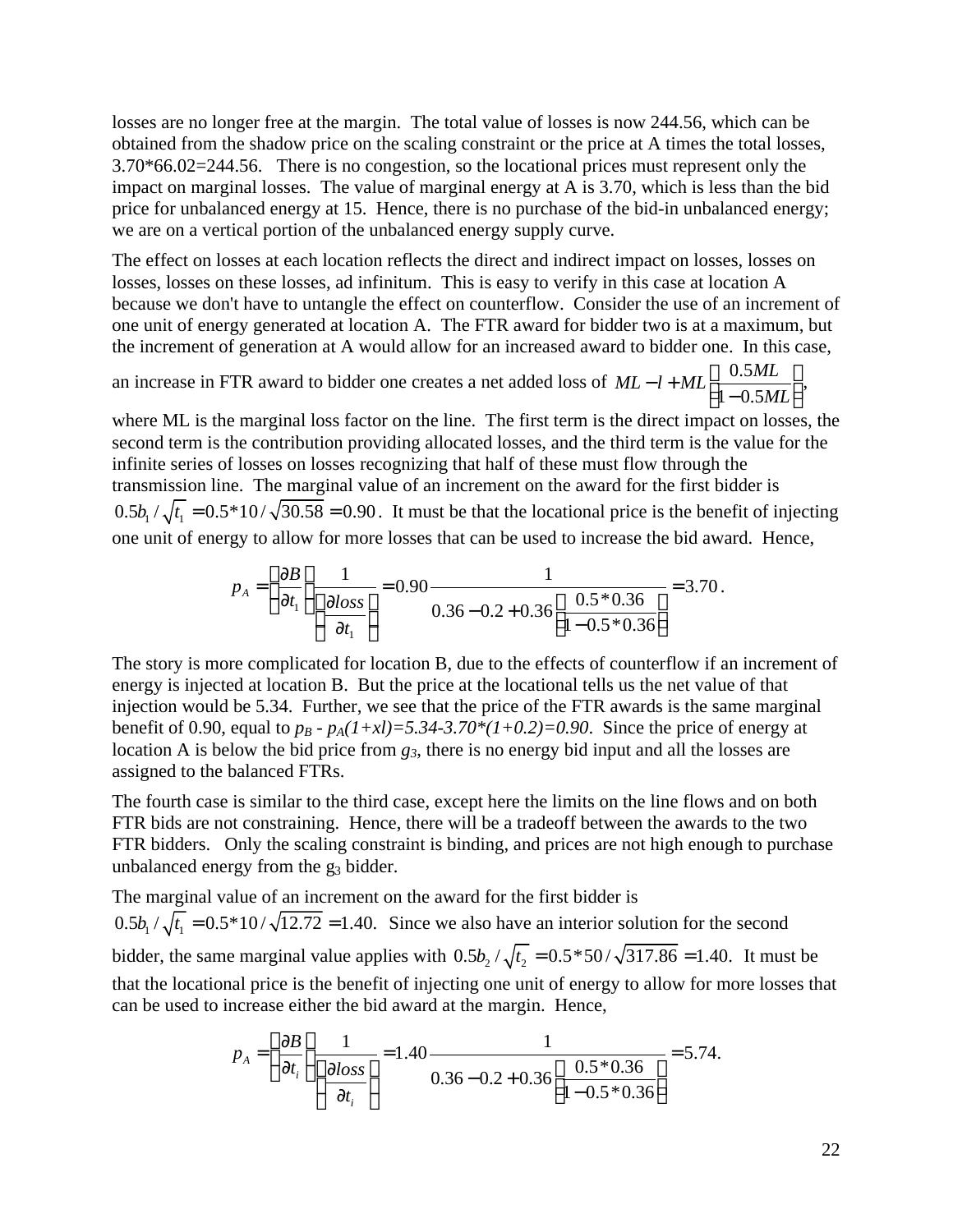losses are no longer free at the margin. The total value of losses is now 244.56, which can be obtained from the shadow price on the scaling constraint or the price at A times the total losses, 3.70*66.02=244.56. There is no congestion, so the locational prices must represent only the impact on marginal losses. The value of marginal energy at A is 3.70, which is less than the bid price for unbalanced energy at 15. Hence, there is no purchase of the bid-in unbalanced energy; we are on a vertical portion of the unbalanced energy supply curve.

The effect on losses at each location reflects the direct and indirect impact on losses, losses on losses, losses on these losses, ad infinitum. This is easy to verify in this case at location A because we don't have to untangle the effect on counterflow. Consider the use of an increment of one unit of energy generated at location A. The FTR award for bidder two is at a maximum, but the increment of generation at A would allow for an increased award to bidder one. In this case, an increase in FTR award to bidder one creates a net added loss of $ML - l + ML\left(\frac{0.5ML}{1-0.5ML}\right)$, where ML is the marginal loss factor on the line. The first term is the direct impact on losses, the second term is the contribution providing allocated losses, and the third term is the value for the infinite series of losses on losses recognizing that half of these must flow through the transmission line. The marginal value of an increment on the award for the first bidder is $0.5b_1/\sqrt{t_1} = 0.5*10/\sqrt{30.58} = 0.90$. It must be that the locational price is the benefit of injecting one unit of energy to allow for more losses that can be used to increase the bid award. Hence,

$$p_A = \left(\frac{\partial B}{\partial t_1}\right)\frac{1}{\left(\frac{\partial loss}{\partial t_1}\right)} = 0.90\frac{1}{0.36 - 0.2 + 0.36\left(\frac{0.5*0.36}{1-0.5*0.36}\right)} = 3.70.$$

The story is more complicated for location B, due to the effects of counterflow if an increment of energy is injected at location B. But the price at the locational tells us the net value of that injection would be 5.34. Further, we see that the price of the FTR awards is the same marginal benefit of 0.90, equal to $p_B - p_A(1+xl)=5.34-3.70*(1+0.2)=0.90$. Since the price of energy at location A is below the bid price from $g_3$, there is no energy bid input and all the losses are assigned to the balanced FTRs.

The fourth case is similar to the third case, except here the limits on the line flows and on both FTR bids are not constraining. Hence, there will be a tradeoff between the awards to the two FTR bidders. Only the scaling constraint is binding, and prices are not high enough to purchase unbalanced energy from the $g_3$ bidder.

The marginal value of an increment on the award for the first bidder is $0.5b_1/\sqrt{t_1} = 0.5*10/\sqrt{12.72} = 1.40$. Since we also have an interior solution for the second bidder, the same marginal value applies with $0.5b_2/\sqrt{t_2} = 0.5*50/\sqrt{317.86} = 1.40$. It must be that the locational price is the benefit of injecting one unit of energy to allow for more losses that can be used to increase either the bid award at the margin. Hence,

$$p_A = \left(\frac{\partial B}{\partial t_i}\right)\frac{1}{\left(\frac{\partial loss}{\partial t_i}\right)} = 1.40\frac{1}{0.36 - 0.2 + 0.36\left(\frac{0.5*0.36}{1-0.5*0.36}\right)} = 5.74.$$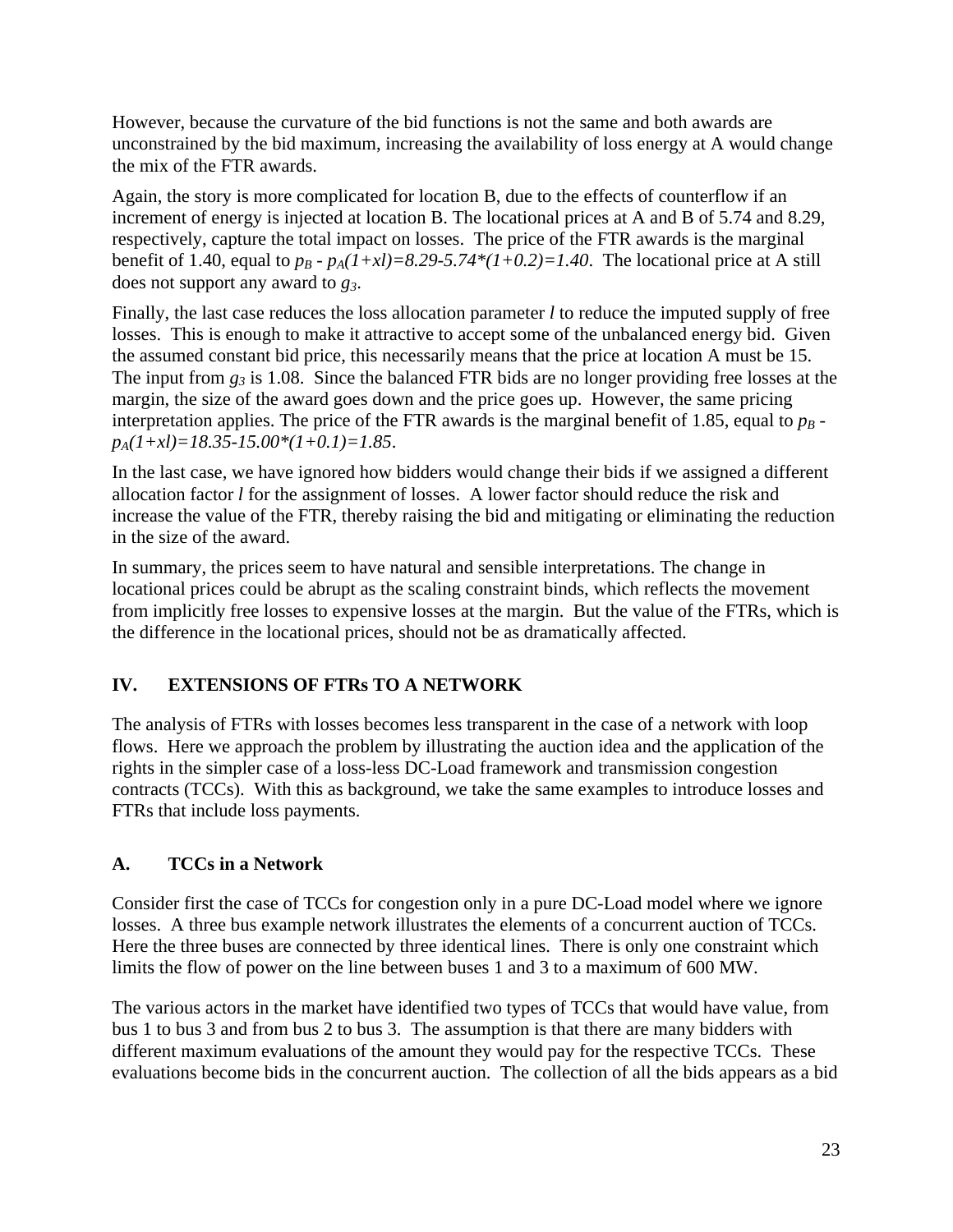However, because the curvature of the bid functions is not the same and both awards are unconstrained by the bid maximum, increasing the availability of loss energy at A would change the mix of the FTR awards.

Again, the story is more complicated for location B, due to the effects of counterflow if an increment of energy is injected at location B. The locational prices at A and B of 5.74 and 8.29, respectively, capture the total impact on losses. The price of the FTR awards is the marginal benefit of 1.40, equal to $p_B - p_A(1+xl)=8.29-5.74*(1+0.2)=1.40$. The locational price at A still does not support any award to $g_3$.

Finally, the last case reduces the loss allocation parameter $l$ to reduce the imputed supply of free losses. This is enough to make it attractive to accept some of the unbalanced energy bid. Given the assumed constant bid price, this necessarily means that the price at location A must be 15. The input from $g_3$ is 1.08. Since the balanced FTR bids are no longer providing free losses at the margin, the size of the award goes down and the price goes up. However, the same pricing interpretation applies. The price of the FTR awards is the marginal benefit of 1.85, equal to $p_B - p_A(1+xl)=18.35-15.00*(1+0.1)=1.85$.

In the last case, we have ignored how bidders would change their bids if we assigned a different allocation factor $l$ for the assignment of losses. A lower factor should reduce the risk and increase the value of the FTR, thereby raising the bid and mitigating or eliminating the reduction in the size of the award.

In summary, the prices seem to have natural and sensible interpretations. The change in locational prices could be abrupt as the scaling constraint binds, which reflects the movement from implicitly free losses to expensive losses at the margin. But the value of the FTRs, which is the difference in the locational prices, should not be as dramatically affected.

## IV. EXTENSIONS OF FTRs TO A NETWORK

The analysis of FTRs with losses becomes less transparent in the case of a network with loop flows. Here we approach the problem by illustrating the auction idea and the application of the rights in the simpler case of a loss-less DC-Load framework and transmission congestion contracts (TCCs). With this as background, we take the same examples to introduce losses and FTRs that include loss payments.

### A. TCCs in a Network

Consider first the case of TCCs for congestion only in a pure DC-Load model where we ignore losses. A three bus example network illustrates the elements of a concurrent auction of TCCs. Here the three buses are connected by three identical lines. There is only one constraint which limits the flow of power on the line between buses 1 and 3 to a maximum of 600 MW.

The various actors in the market have identified two types of TCCs that would have value, from bus 1 to bus 3 and from bus 2 to bus 3. The assumption is that there are many bidders with different maximum evaluations of the amount they would pay for the respective TCCs. These evaluations become bids in the concurrent auction. The collection of all the bids appears as a bid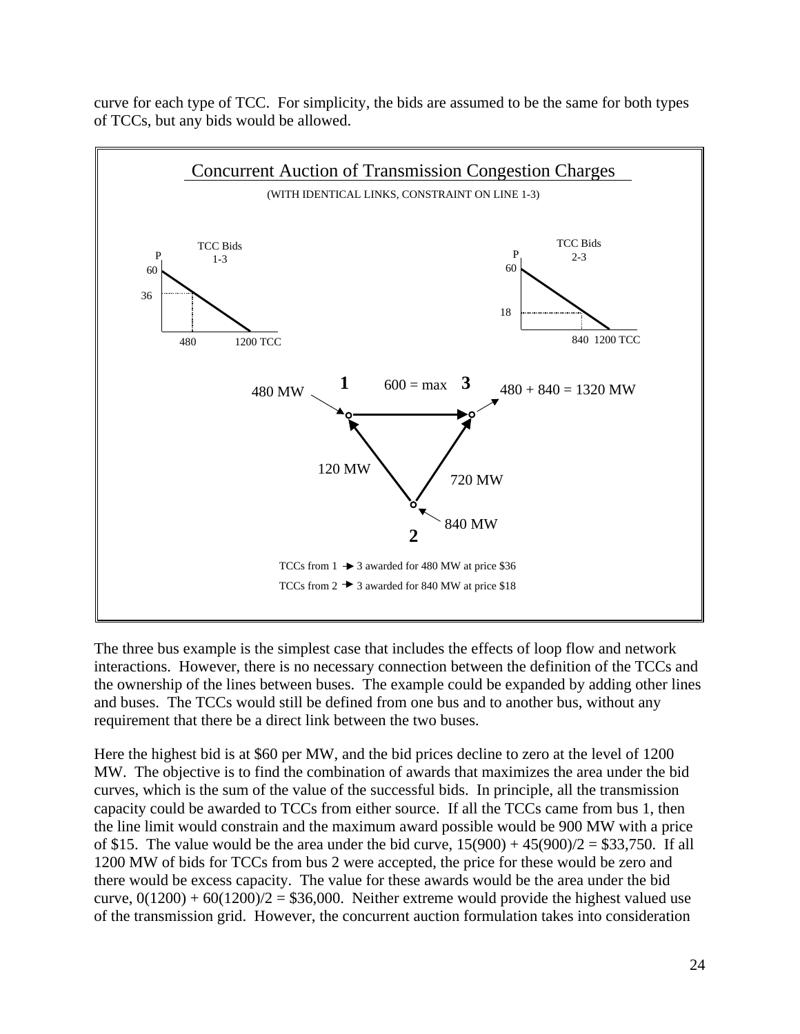curve for each type of TCC. For simplicity, the bids are assumed to be the same for both types of TCCs, but any bids would be allowed.

**Concurrent Auction of Transmission Congestion Charges**

(WITH IDENTICAL LINKS, CONSTRAINT ON LINE 1-3)

TCC Bids 1-3: P axis 60, 36; TCC axis 480, 1200 TCC

TCC Bids 2-3: P axis 60, 18; TCC axis 840, 1200 TCC

480 MW into bus 1; 600 = max on line 1→3; 480 + 840 = 1320 MW out of bus 3; 120 MW on line 2→1; 720 MW on line 2→3; 840 MW into bus 2.

TCCs from 1 → 3 awarded for 480 MW at price $36

TCCs from 2 → 3 awarded for 840 MW at price $18

The three bus example is the simplest case that includes the effects of loop flow and network interactions. However, there is no necessary connection between the definition of the TCCs and the ownership of the lines between buses. The example could be expanded by adding other lines and buses. The TCCs would still be defined from one bus and to another bus, without any requirement that there be a direct link between the two buses.

Here the highest bid is at $60 per MW, and the bid prices decline to zero at the level of 1200 MW. The objective is to find the combination of awards that maximizes the area under the bid curves, which is the sum of the value of the successful bids. In principle, all the transmission capacity could be awarded to TCCs from either source. If all the TCCs came from bus 1, then the line limit would constrain and the maximum award possible would be 900 MW with a price of $15. The value would be the area under the bid curve, 15(900) + 45(900)/2 = $33,750. If all 1200 MW of bids for TCCs from bus 2 were accepted, the price for these would be zero and there would be excess capacity. The value for these awards would be the area under the bid curve, 0(1200) + 60(1200)/2 = $36,000. Neither extreme would provide the highest valued use of the transmission grid. However, the concurrent auction formulation takes into consideration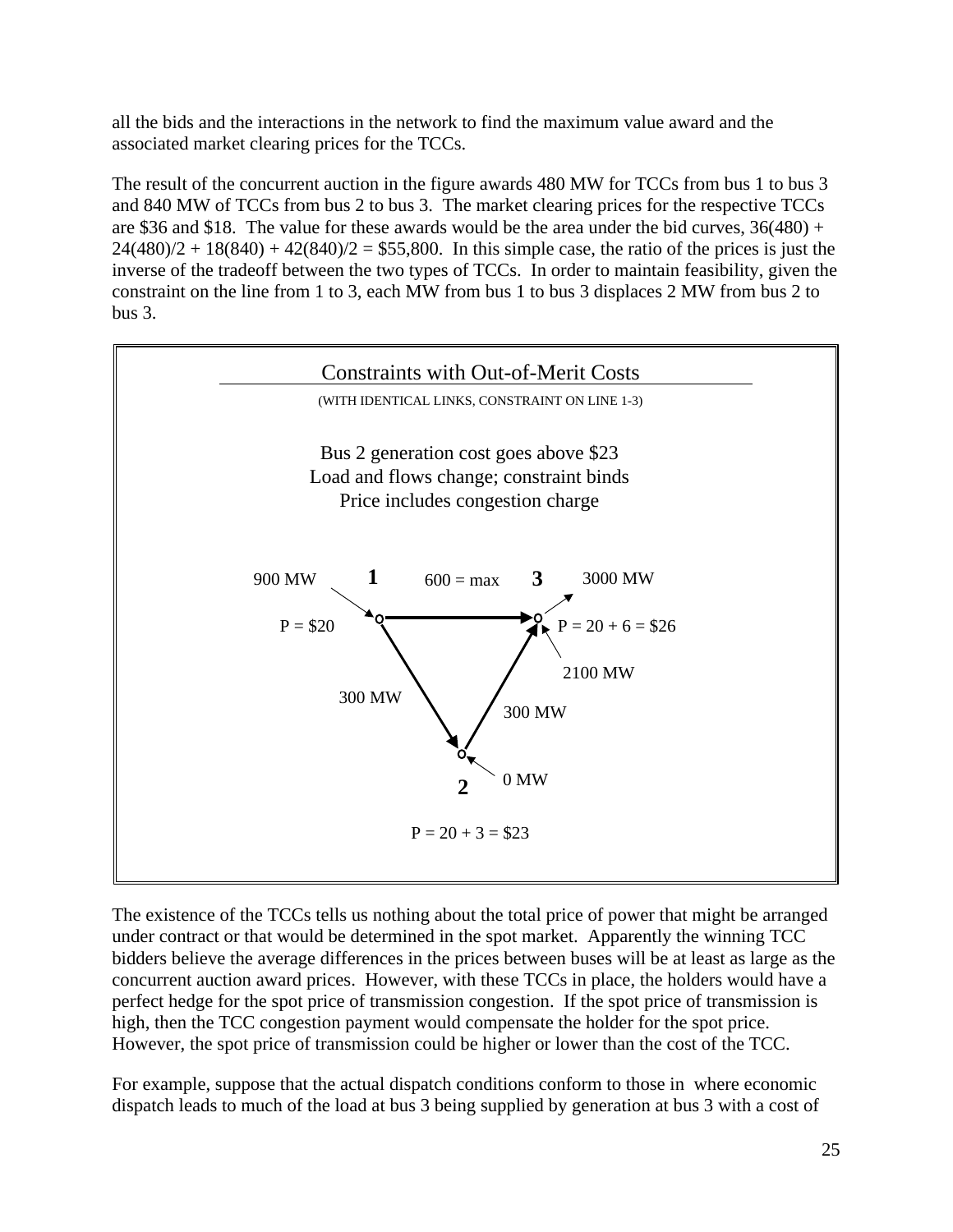all the bids and the interactions in the network to find the maximum value award and the associated market clearing prices for the TCCs.

The result of the concurrent auction in the figure awards 480 MW for TCCs from bus 1 to bus 3 and 840 MW of TCCs from bus 2 to bus 3. The market clearing prices for the respective TCCs are \$36 and \$18. The value for these awards would be the area under the bid curves, 36(480) + 24(480)/2 + 18(840) + 42(840)/2 = \$55,800. In this simple case, the ratio of the prices is just the inverse of the tradeoff between the two types of TCCs. In order to maintain feasibility, given the constraint on the line from 1 to 3, each MW from bus 1 to bus 3 displaces 2 MW from bus 2 to bus 3.

**Constraints with Out-of-Merit Costs**

(WITH IDENTICAL LINKS, CONSTRAINT ON LINE 1-3)

Bus 2 generation cost goes above \$23
Load and flows change; constraint binds
Price includes congestion charge

900 MW — 1 — 600 = max — 3 — 3000 MW

P = \$20 — P = 20 + 6 = \$26

2100 MW

300 MW — 300 MW

2 — 0 MW

P = 20 + 3 = \$23

The existence of the TCCs tells us nothing about the total price of power that might be arranged under contract or that would be determined in the spot market. Apparently the winning TCC bidders believe the average differences in the prices between buses will be at least as large as the concurrent auction award prices. However, with these TCCs in place, the holders would have a perfect hedge for the spot price of transmission congestion. If the spot price of transmission is high, then the TCC congestion payment would compensate the holder for the spot price. However, the spot price of transmission could be higher or lower than the cost of the TCC.

For example, suppose that the actual dispatch conditions conform to those in where economic dispatch leads to much of the load at bus 3 being supplied by generation at bus 3 with a cost of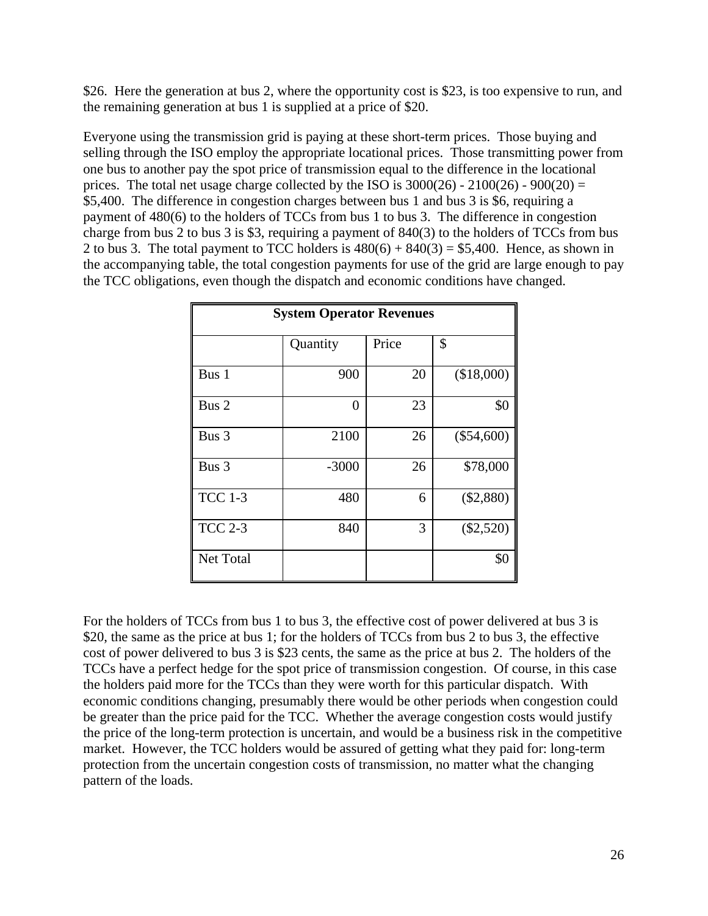\$26. Here the generation at bus 2, where the opportunity cost is \$23, is too expensive to run, and the remaining generation at bus 1 is supplied at a price of \$20.

Everyone using the transmission grid is paying at these short-term prices. Those buying and selling through the ISO employ the appropriate locational prices. Those transmitting power from one bus to another pay the spot price of transmission equal to the difference in the locational prices. The total net usage charge collected by the ISO is 3000(26) - 2100(26) - 900(20) = \$5,400. The difference in congestion charges between bus 1 and bus 3 is \$6, requiring a payment of 480(6) to the holders of TCCs from bus 1 to bus 3. The difference in congestion charge from bus 2 to bus 3 is \$3, requiring a payment of 840(3) to the holders of TCCs from bus 2 to bus 3. The total payment to TCC holders is 480(6) + 840(3) = \$5,400. Hence, as shown in the accompanying table, the total congestion payments for use of the grid are large enough to pay the TCC obligations, even though the dispatch and economic conditions have changed.

| System Operator Revenues | | | |
|---|---|---|---|
| | Quantity | Price | \$ |
| Bus 1 | 900 | 20 | (\$18,000) |
| Bus 2 | 0 | 23 | \$0 |
| Bus 3 | 2100 | 26 | (\$54,600) |
| Bus 3 | -3000 | 26 | \$78,000 |
| TCC 1-3 | 480 | 6 | (\$2,880) |
| TCC 2-3 | 840 | 3 | (\$2,520) |
| Net Total | | | \$0 |

For the holders of TCCs from bus 1 to bus 3, the effective cost of power delivered at bus 3 is \$20, the same as the price at bus 1; for the holders of TCCs from bus 2 to bus 3, the effective cost of power delivered to bus 3 is \$23 cents, the same as the price at bus 2. The holders of the TCCs have a perfect hedge for the spot price of transmission congestion. Of course, in this case the holders paid more for the TCCs than they were worth for this particular dispatch. With economic conditions changing, presumably there would be other periods when congestion could be greater than the price paid for the TCC. Whether the average congestion costs would justify the price of the long-term protection is uncertain, and would be a business risk in the competitive market. However, the TCC holders would be assured of getting what they paid for: long-term protection from the uncertain congestion costs of transmission, no matter what the changing pattern of the loads.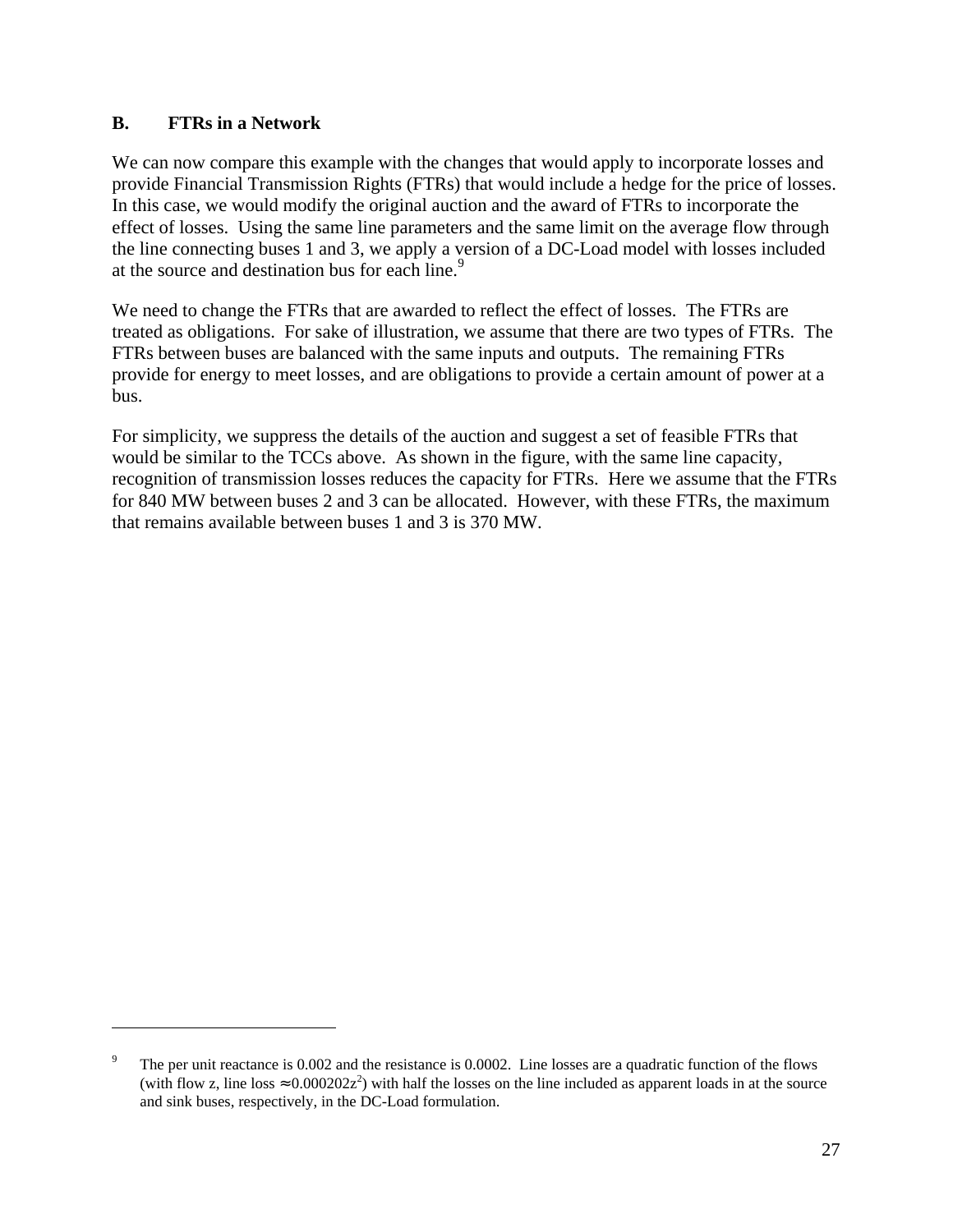### B. FTRs in a Network

We can now compare this example with the changes that would apply to incorporate losses and provide Financial Transmission Rights (FTRs) that would include a hedge for the price of losses. In this case, we would modify the original auction and the award of FTRs to incorporate the effect of losses. Using the same line parameters and the same limit on the average flow through the line connecting buses 1 and 3, we apply a version of a DC-Load model with losses included at the source and destination bus for each line.[9]

We need to change the FTRs that are awarded to reflect the effect of losses. The FTRs are treated as obligations. For sake of illustration, we assume that there are two types of FTRs. The FTRs between buses are balanced with the same inputs and outputs. The remaining FTRs provide for energy to meet losses, and are obligations to provide a certain amount of power at a bus.

For simplicity, we suppress the details of the auction and suggest a set of feasible FTRs that would be similar to the TCCs above. As shown in the figure, with the same line capacity, recognition of transmission losses reduces the capacity for FTRs. Here we assume that the FTRs for 840 MW between buses 2 and 3 can be allocated. However, with these FTRs, the maximum that remains available between buses 1 and 3 is 370 MW.

---

[9] The per unit reactance is 0.002 and the resistance is 0.0002. Line losses are a quadratic function of the flows (with flow z, line loss $\approx 0.000202z^2$) with half the losses on the line included as apparent loads in at the source and sink buses, respectively, in the DC-Load formulation.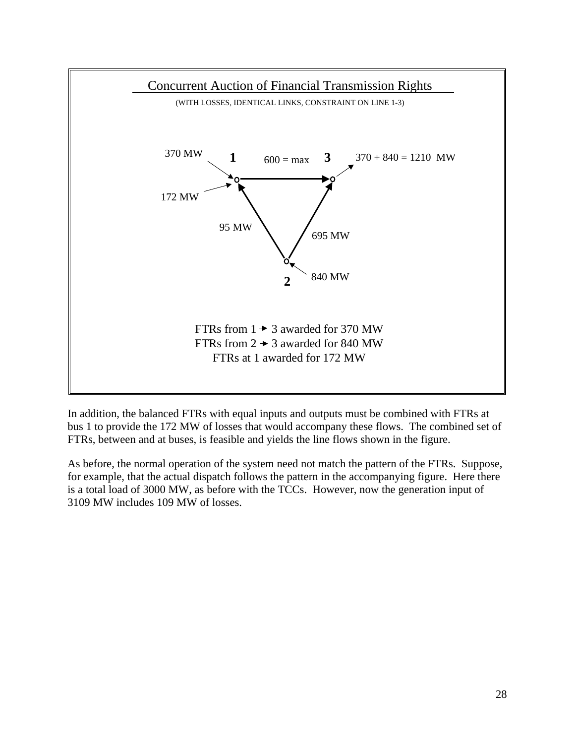Concurrent Auction of Financial Transmission Rights

(WITH LOSSES, IDENTICAL LINKS, CONSTRAINT ON LINE 1-3)

370 MW
172 MW
1
600 = max
3
370 + 840 = 1210 MW
95 MW
695 MW
840 MW
2

FTRs from 1 → 3 awarded for 370 MW
FTRs from 2 → 3 awarded for 840 MW
FTRs at 1 awarded for 172 MW

In addition, the balanced FTRs with equal inputs and outputs must be combined with FTRs at bus 1 to provide the 172 MW of losses that would accompany these flows. The combined set of FTRs, between and at buses, is feasible and yields the line flows shown in the figure.

As before, the normal operation of the system need not match the pattern of the FTRs. Suppose, for example, that the actual dispatch follows the pattern in the accompanying figure. Here there is a total load of 3000 MW, as before with the TCCs. However, now the generation input of 3109 MW includes 109 MW of losses.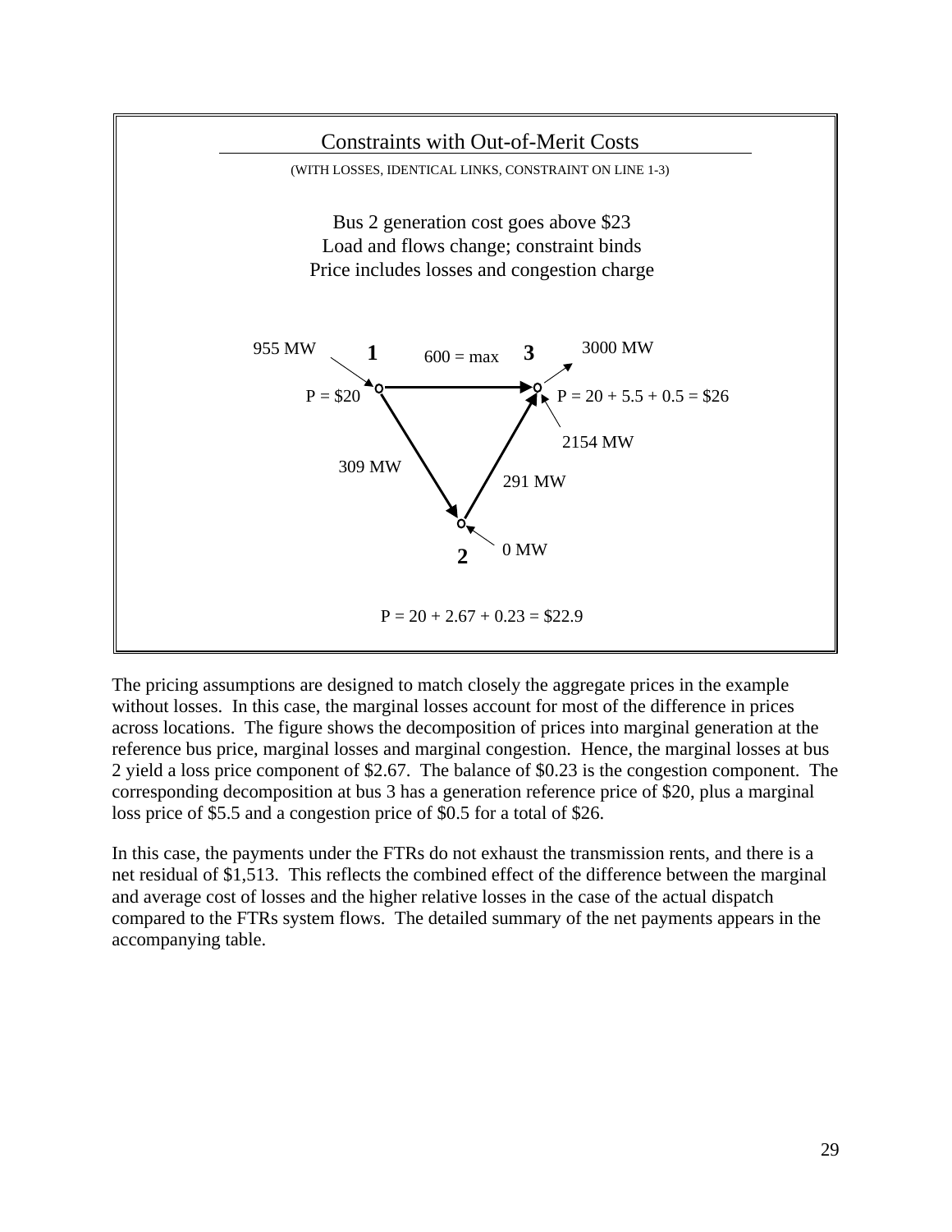Constraints with Out-of-Merit Costs

(WITH LOSSES, IDENTICAL LINKS, CONSTRAINT ON LINE 1-3)

Bus 2 generation cost goes above $23
Load and flows change; constraint binds
Price includes losses and congestion charge

955 MW &nbsp; **1** &nbsp; 600 = max &nbsp; **3** &nbsp; 3000 MW

P = $20 &nbsp; P = 20 + 5.5 + 0.5 = $26

2154 MW

309 MW &nbsp; 291 MW

0 MW &nbsp; **2**

P = 20 + 2.67 + 0.23 = $22.9

The pricing assumptions are designed to match closely the aggregate prices in the example without losses. In this case, the marginal losses account for most of the difference in prices across locations. The figure shows the decomposition of prices into marginal generation at the reference bus price, marginal losses and marginal congestion. Hence, the marginal losses at bus 2 yield a loss price component of $2.67. The balance of $0.23 is the congestion component. The corresponding decomposition at bus 3 has a generation reference price of $20, plus a marginal loss price of $5.5 and a congestion price of $0.5 for a total of $26.

In this case, the payments under the FTRs do not exhaust the transmission rents, and there is a net residual of $1,513. This reflects the combined effect of the difference between the marginal and average cost of losses and the higher relative losses in the case of the actual dispatch compared to the FTRs system flows. The detailed summary of the net payments appears in the accompanying table.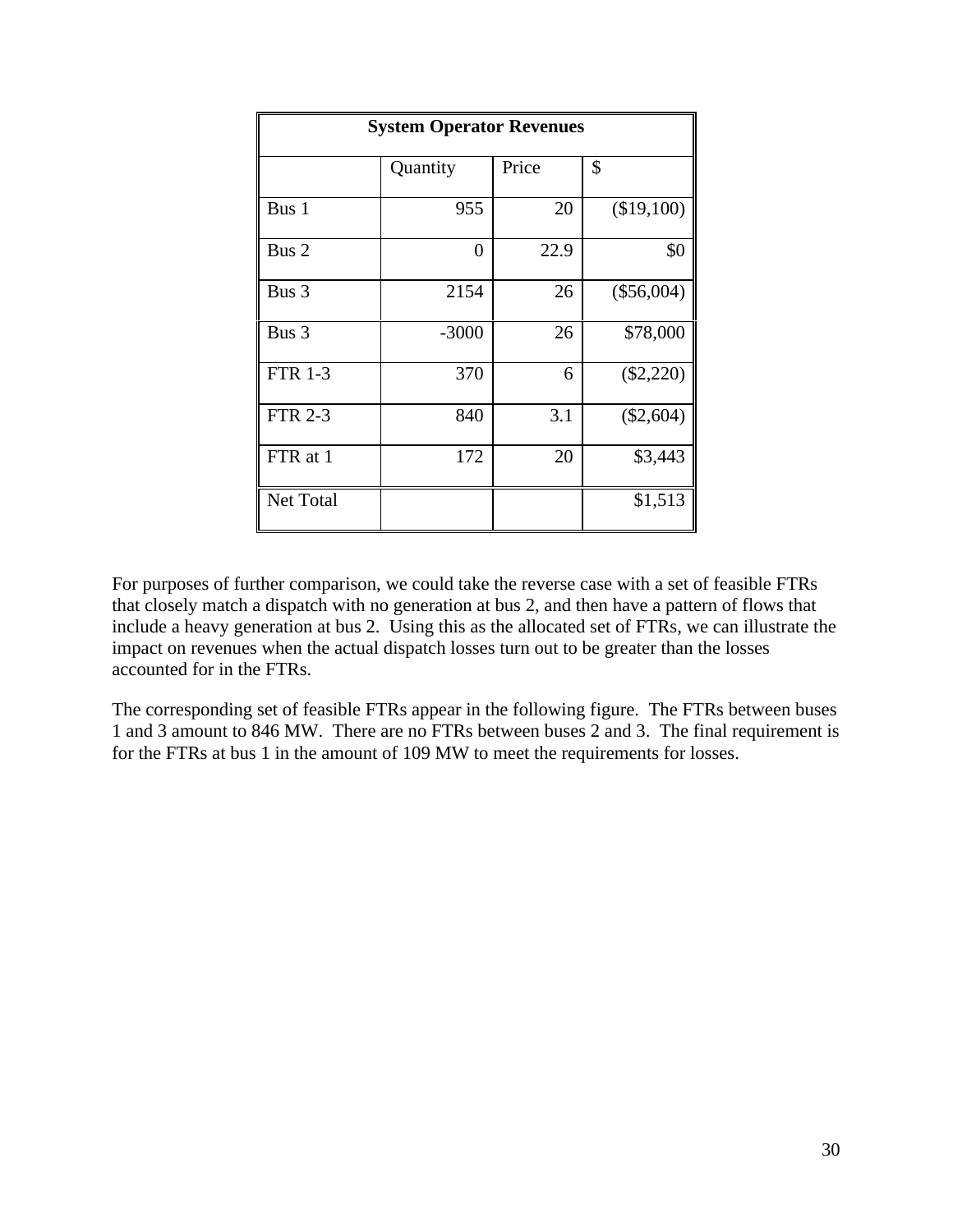| System Operator Revenues | | | |
|---|---|---|---|
| | Quantity | Price | $ |
| Bus 1 | 955 | 20 | ($19,100) |
| Bus 2 | 0 | 22.9 | $0 |
| Bus 3 | 2154 | 26 | ($56,004) |
| Bus 3 | -3000 | 26 | $78,000 |
| FTR 1-3 | 370 | 6 | ($2,220) |
| FTR 2-3 | 840 | 3.1 | ($2,604) |
| FTR at 1 | 172 | 20 | $3,443 |
| Net Total | | | $1,513 |

For purposes of further comparison, we could take the reverse case with a set of feasible FTRs that closely match a dispatch with no generation at bus 2, and then have a pattern of flows that include a heavy generation at bus 2. Using this as the allocated set of FTRs, we can illustrate the impact on revenues when the actual dispatch losses turn out to be greater than the losses accounted for in the FTRs.

The corresponding set of feasible FTRs appear in the following figure. The FTRs between buses 1 and 3 amount to 846 MW. There are no FTRs between buses 2 and 3. The final requirement is for the FTRs at bus 1 in the amount of 109 MW to meet the requirements for losses.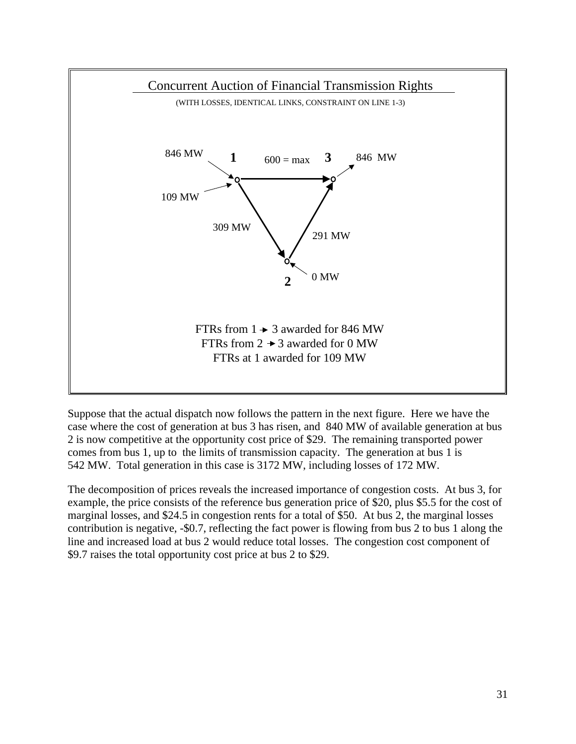## Concurrent Auction of Financial Transmission Rights

(WITH LOSSES, IDENTICAL LINKS, CONSTRAINT ON LINE 1-3)

846 MW → 1 —— 600 = max ——→ 3 → 846 MW

109 MW → 1

1 → 2: 309 MW

2 → 3: 291 MW

0 MW → 2

FTRs from 1 → 3 awarded for 846 MW
FTRs from 2 → 3 awarded for 0 MW
FTRs at 1 awarded for 109 MW

Suppose that the actual dispatch now follows the pattern in the next figure. Here we have the case where the cost of generation at bus 3 has risen, and 840 MW of available generation at bus 2 is now competitive at the opportunity cost price of $29. The remaining transported power comes from bus 1, up to the limits of transmission capacity. The generation at bus 1 is 542 MW. Total generation in this case is 3172 MW, including losses of 172 MW.

The decomposition of prices reveals the increased importance of congestion costs. At bus 3, for example, the price consists of the reference bus generation price of $20, plus $5.5 for the cost of marginal losses, and $24.5 in congestion rents for a total of $50. At bus 2, the marginal losses contribution is negative, -$0.7, reflecting the fact power is flowing from bus 2 to bus 1 along the line and increased load at bus 2 would reduce total losses. The congestion cost component of $9.7 raises the total opportunity cost price at bus 2 to $29.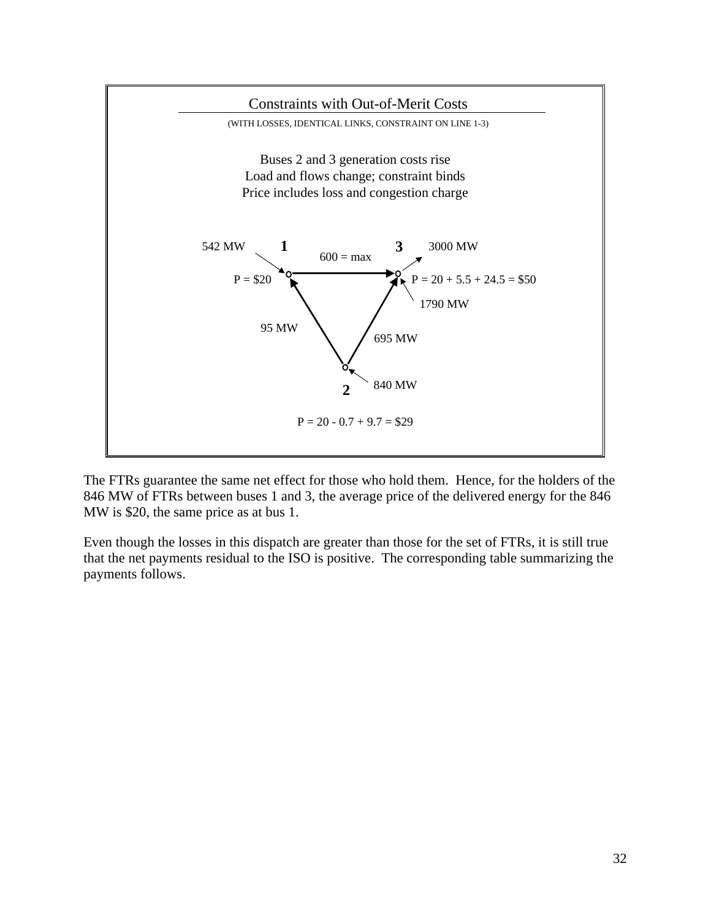## Constraints with Out-of-Merit Costs

(WITH LOSSES, IDENTICAL LINKS, CONSTRAINT ON LINE 1-3)

Buses 2 and 3 generation costs rise
Load and flows change; constraint binds
Price includes loss and congestion charge

542 MW **1** 600 = max **3** 3000 MW

P = \$20 P = 20 + 5.5 + 24.5 = \$50

1790 MW

95 MW 695 MW

840 MW
**2**

P = 20 - 0.7 + 9.7 = \$29

The FTRs guarantee the same net effect for those who hold them. Hence, for the holders of the 846 MW of FTRs between buses 1 and 3, the average price of the delivered energy for the 846 MW is \$20, the same price as at bus 1.

Even though the losses in this dispatch are greater than those for the set of FTRs, it is still true that the net payments residual to the ISO is positive. The corresponding table summarizing the payments follows.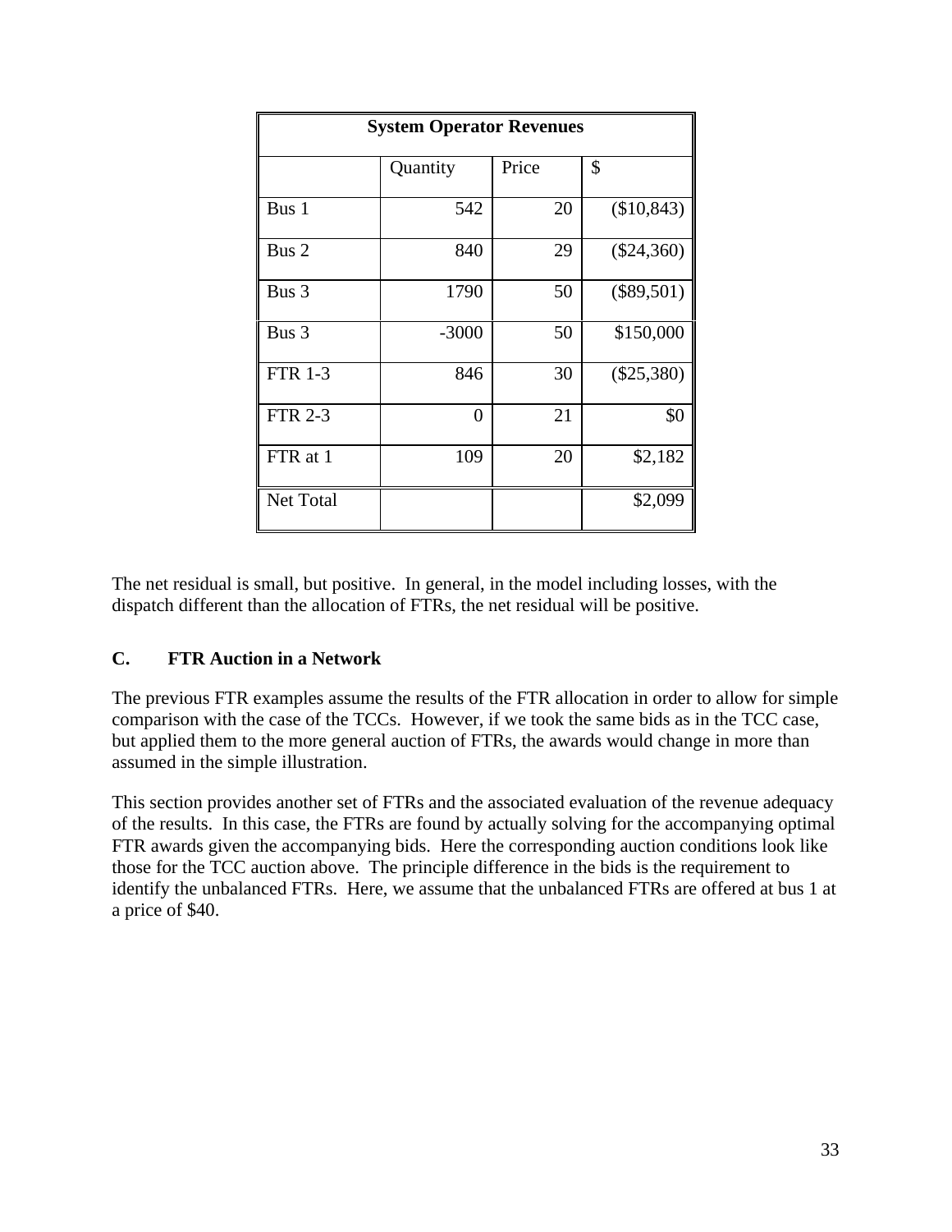| System Operator Revenues | | | |
|---|---|---|---|
| | Quantity | Price | $ |
| Bus 1 | 542 | 20 | ($10,843) |
| Bus 2 | 840 | 29 | ($24,360) |
| Bus 3 | 1790 | 50 | ($89,501) |
| Bus 3 | -3000 | 50 | $150,000 |
| FTR 1-3 | 846 | 30 | ($25,380) |
| FTR 2-3 | 0 | 21 | $0 |
| FTR at 1 | 109 | 20 | $2,182 |
| Net Total | | | $2,099 |

The net residual is small, but positive. In general, in the model including losses, with the dispatch different than the allocation of FTRs, the net residual will be positive.

### C. FTR Auction in a Network

The previous FTR examples assume the results of the FTR allocation in order to allow for simple comparison with the case of the TCCs. However, if we took the same bids as in the TCC case, but applied them to the more general auction of FTRs, the awards would change in more than assumed in the simple illustration.

This section provides another set of FTRs and the associated evaluation of the revenue adequacy of the results. In this case, the FTRs are found by actually solving for the accompanying optimal FTR awards given the accompanying bids. Here the corresponding auction conditions look like those for the TCC auction above. The principle difference in the bids is the requirement to identify the unbalanced FTRs. Here, we assume that the unbalanced FTRs are offered at bus 1 at a price of $40.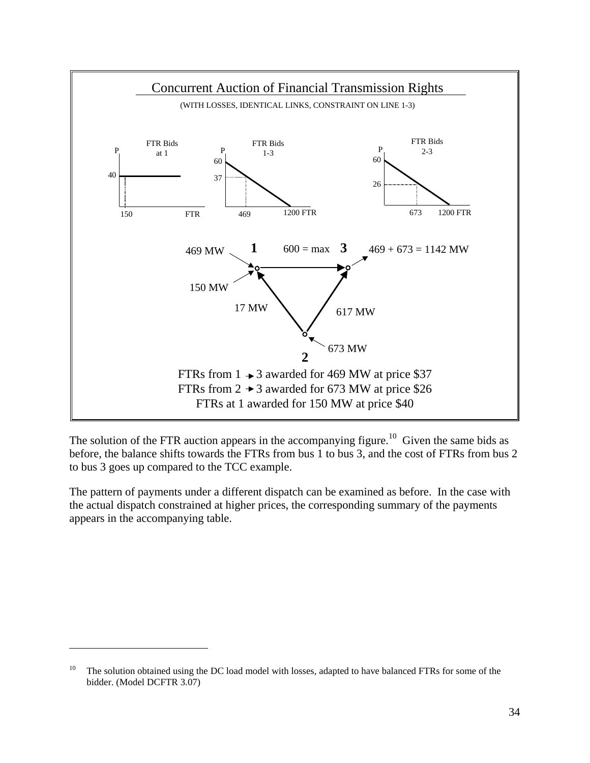Concurrent Auction of Financial Transmission Rights

(WITH LOSSES, IDENTICAL LINKS, CONSTRAINT ON LINE 1-3)

FTR Bids at 1 — P: 40; FTR: 150

FTR Bids 1-3 — P: 60, 37; FTR: 469, 1200 FTR

FTR Bids 2-3 — P: 60, 26; FTR: 673, 1200 FTR

469 MW → 1; 150 MW → 1; 600 = max (1 → 3); 3 → 469 + 673 = 1142 MW; 17 MW (2 → 1); 617 MW (2 → 3); 673 MW → 2

FTRs from 1 → 3 awarded for 469 MW at price $37

FTRs from 2 → 3 awarded for 673 MW at price $26

FTRs at 1 awarded for 150 MW at price $40

The solution of the FTR auction appears in the accompanying figure.[10] Given the same bids as before, the balance shifts towards the FTRs from bus 1 to bus 3, and the cost of FTRs from bus 2 to bus 3 goes up compared to the TCC example.

The pattern of payments under a different dispatch can be examined as before. In the case with the actual dispatch constrained at higher prices, the corresponding summary of the payments appears in the accompanying table.

[10] The solution obtained using the DC load model with losses, adapted to have balanced FTRs for some of the bidder. (Model DCFTR 3.07)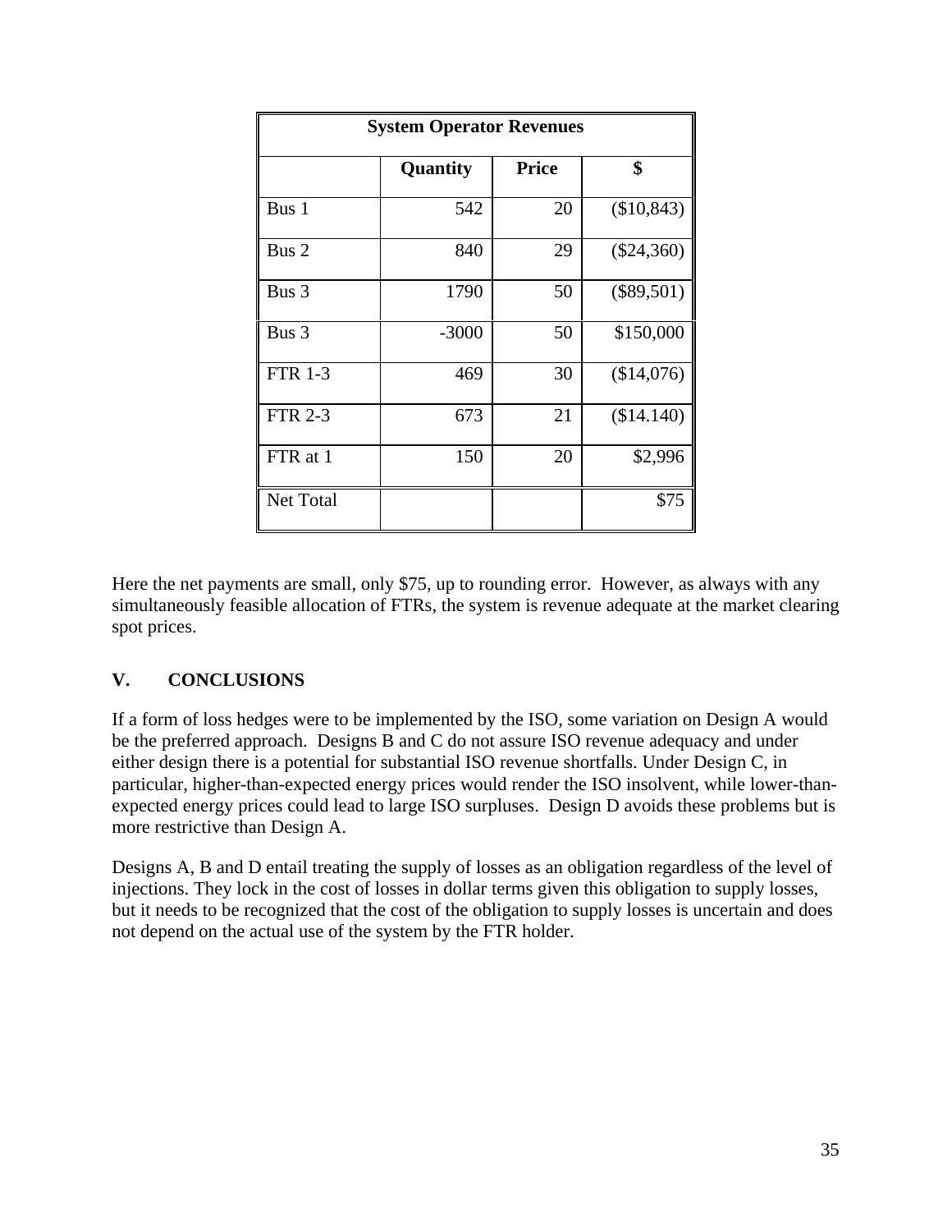| System Operator Revenues | | | |
|---|---|---|---|
| | **Quantity** | **Price** | **$** |
| Bus 1 | 542 | 20 | ($10,843) |
| Bus 2 | 840 | 29 | ($24,360) |
| Bus 3 | 1790 | 50 | ($89,501) |
| Bus 3 | -3000 | 50 | $150,000 |
| FTR 1-3 | 469 | 30 | ($14,076) |
| FTR 2-3 | 673 | 21 | ($14.140) |
| FTR at 1 | 150 | 20 | $2,996 |
| Net Total | | | $75 |

Here the net payments are small, only $75, up to rounding error. However, as always with any simultaneously feasible allocation of FTRs, the system is revenue adequate at the market clearing spot prices.

## V. CONCLUSIONS

If a form of loss hedges were to be implemented by the ISO, some variation on Design A would be the preferred approach. Designs B and C do not assure ISO revenue adequacy and under either design there is a potential for substantial ISO revenue shortfalls. Under Design C, in particular, higher-than-expected energy prices would render the ISO insolvent, while lower-than-expected energy prices could lead to large ISO surpluses. Design D avoids these problems but is more restrictive than Design A.

Designs A, B and D entail treating the supply of losses as an obligation regardless of the level of injections. They lock in the cost of losses in dollar terms given this obligation to supply losses, but it needs to be recognized that the cost of the obligation to supply losses is uncertain and does not depend on the actual use of the system by the FTR holder.